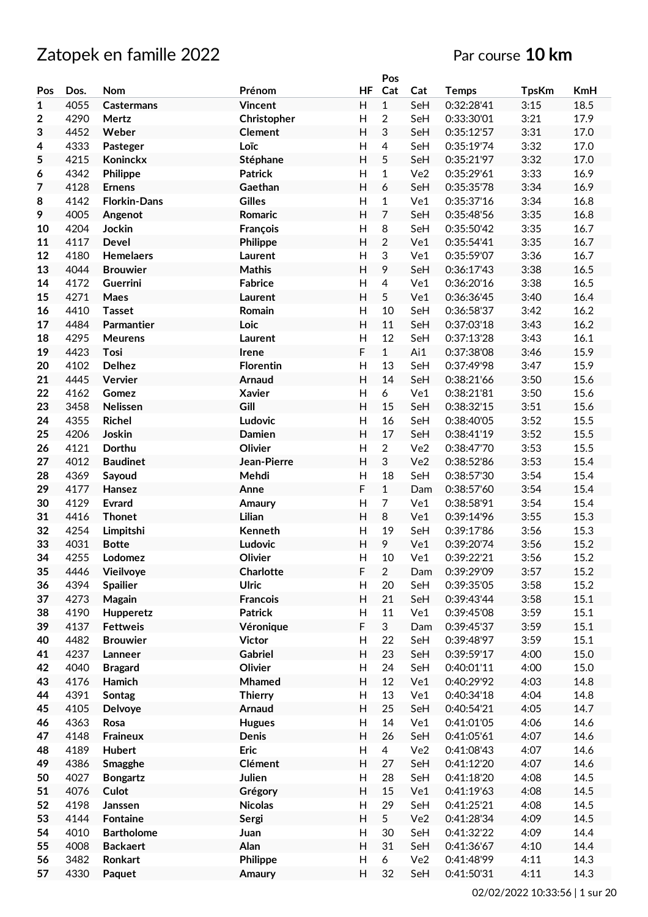# Zatopek en famille 2022

Par course **10 km**

| Pos | Dos. | Nom | Prénom | HF | Pos Cat | Cat | Temps | TpsKm | KmH |
|---|---|---|---|---|---|---|---|---|---|
| 1 | 4055 | Castermans | Vincent | H | 1 | SeH | 0:32:28'41 | 3:15 | 18.5 |
| 2 | 4290 | Mertz | Christopher | H | 2 | SeH | 0:33:30'01 | 3:21 | 17.9 |
| 3 | 4452 | Weber | Clement | H | 3 | SeH | 0:35:12'57 | 3:31 | 17.0 |
| 4 | 4333 | Pasteger | Loïc | H | 4 | SeH | 0:35:19'74 | 3:32 | 17.0 |
| 5 | 4215 | Koninckx | Stéphane | H | 5 | SeH | 0:35:21'97 | 3:32 | 17.0 |
| 6 | 4342 | Philippe | Patrick | H | 1 | Ve2 | 0:35:29'61 | 3:33 | 16.9 |
| 7 | 4128 | Ernens | Gaethan | H | 6 | SeH | 0:35:35'78 | 3:34 | 16.9 |
| 8 | 4142 | Florkin-Dans | Gilles | H | 1 | Ve1 | 0:35:37'16 | 3:34 | 16.8 |
| 9 | 4005 | Angenot | Romaric | H | 7 | SeH | 0:35:48'56 | 3:35 | 16.8 |
| 10 | 4204 | Jockin | François | H | 8 | SeH | 0:35:50'42 | 3:35 | 16.7 |
| 11 | 4117 | Devel | Philippe | H | 2 | Ve1 | 0:35:54'41 | 3:35 | 16.7 |
| 12 | 4180 | Hemelaers | Laurent | H | 3 | Ve1 | 0:35:59'07 | 3:36 | 16.7 |
| 13 | 4044 | Brouwier | Mathis | H | 9 | SeH | 0:36:17'43 | 3:38 | 16.5 |
| 14 | 4172 | Guerrini | Fabrice | H | 4 | Ve1 | 0:36:20'16 | 3:38 | 16.5 |
| 15 | 4271 | Maes | Laurent | H | 5 | Ve1 | 0:36:36'45 | 3:40 | 16.4 |
| 16 | 4410 | Tasset | Romain | H | 10 | SeH | 0:36:58'37 | 3:42 | 16.2 |
| 17 | 4484 | Parmantier | Loic | H | 11 | SeH | 0:37:03'18 | 3:43 | 16.2 |
| 18 | 4295 | Meurens | Laurent | H | 12 | SeH | 0:37:13'28 | 3:43 | 16.1 |
| 19 | 4423 | Tosi | Irene | F | 1 | Ai1 | 0:37:38'08 | 3:46 | 15.9 |
| 20 | 4102 | Delhez | Florentin | H | 13 | SeH | 0:37:49'98 | 3:47 | 15.9 |
| 21 | 4445 | Vervier | Arnaud | H | 14 | SeH | 0:38:21'66 | 3:50 | 15.6 |
| 22 | 4162 | Gomez | Xavier | H | 6 | Ve1 | 0:38:21'81 | 3:50 | 15.6 |
| 23 | 3458 | Nelissen | Gill | H | 15 | SeH | 0:38:32'15 | 3:51 | 15.6 |
| 24 | 4355 | Richel | Ludovic | H | 16 | SeH | 0:38:40'05 | 3:52 | 15.5 |
| 25 | 4206 | Joskin | Damien | H | 17 | SeH | 0:38:41'19 | 3:52 | 15.5 |
| 26 | 4121 | Dorthu | Olivier | H | 2 | Ve2 | 0:38:47'70 | 3:53 | 15.5 |
| 27 | 4012 | Baudinet | Jean-Pierre | H | 3 | Ve2 | 0:38:52'86 | 3:53 | 15.4 |
| 28 | 4369 | Sayoud | Mehdi | H | 18 | SeH | 0:38:57'30 | 3:54 | 15.4 |
| 29 | 4177 | Hansez | Anne | F | 1 | Dam | 0:38:57'60 | 3:54 | 15.4 |
| 30 | 4129 | Evrard | Amaury | H | 7 | Ve1 | 0:38:58'91 | 3:54 | 15.4 |
| 31 | 4416 | Thonet | Lilian | H | 8 | Ve1 | 0:39:14'96 | 3:55 | 15.3 |
| 32 | 4254 | Limpitshi | Kenneth | H | 19 | SeH | 0:39:17'86 | 3:56 | 15.3 |
| 33 | 4031 | Botte | Ludovic | H | 9 | Ve1 | 0:39:20'74 | 3:56 | 15.2 |
| 34 | 4255 | Lodomez | Olivier | H | 10 | Ve1 | 0:39:22'21 | 3:56 | 15.2 |
| 35 | 4446 | Vieilvoye | Charlotte | F | 2 | Dam | 0:39:29'09 | 3:57 | 15.2 |
| 36 | 4394 | Spailier | Ulric | H | 20 | SeH | 0:39:35'05 | 3:58 | 15.2 |
| 37 | 4273 | Magain | Francois | H | 21 | SeH | 0:39:43'44 | 3:58 | 15.1 |
| 38 | 4190 | Hupperetz | Patrick | H | 11 | Ve1 | 0:39:45'08 | 3:59 | 15.1 |
| 39 | 4137 | Fettweis | Véronique | F | 3 | Dam | 0:39:45'37 | 3:59 | 15.1 |
| 40 | 4482 | Brouwier | Victor | H | 22 | SeH | 0:39:48'97 | 3:59 | 15.1 |
| 41 | 4237 | Lanneer | Gabriel | H | 23 | SeH | 0:39:59'17 | 4:00 | 15.0 |
| 42 | 4040 | Bragard | Olivier | H | 24 | SeH | 0:40:01'11 | 4:00 | 15.0 |
| 43 | 4176 | Hamich | Mhamed | H | 12 | Ve1 | 0:40:29'92 | 4:03 | 14.8 |
| 44 | 4391 | Sontag | Thierry | H | 13 | Ve1 | 0:40:34'18 | 4:04 | 14.8 |
| 45 | 4105 | Delvoye | Arnaud | H | 25 | SeH | 0:40:54'21 | 4:05 | 14.7 |
| 46 | 4363 | Rosa | Hugues | H | 14 | Ve1 | 0:41:01'05 | 4:06 | 14.6 |
| 47 | 4148 | Fraineux | Denis | H | 26 | SeH | 0:41:05'61 | 4:07 | 14.6 |
| 48 | 4189 | Hubert | Eric | H | 4 | Ve2 | 0:41:08'43 | 4:07 | 14.6 |
| 49 | 4386 | Smagghe | Clément | H | 27 | SeH | 0:41:12'20 | 4:07 | 14.6 |
| 50 | 4027 | Bongartz | Julien | H | 28 | SeH | 0:41:18'20 | 4:08 | 14.5 |
| 51 | 4076 | Culot | Grégory | H | 15 | Ve1 | 0:41:19'63 | 4:08 | 14.5 |
| 52 | 4198 | Janssen | Nicolas | H | 29 | SeH | 0:41:25'21 | 4:08 | 14.5 |
| 53 | 4144 | Fontaine | Sergi | H | 5 | Ve2 | 0:41:28'34 | 4:09 | 14.5 |
| 54 | 4010 | Bartholome | Juan | H | 30 | SeH | 0:41:32'22 | 4:09 | 14.4 |
| 55 | 4008 | Backaert | Alan | H | 31 | SeH | 0:41:36'67 | 4:10 | 14.4 |
| 56 | 3482 | Ronkart | Philippe | H | 6 | Ve2 | 0:41:48'99 | 4:11 | 14.3 |
| 57 | 4330 | Paquet | Amaury | H | 32 | SeH | 0:41:50'31 | 4:11 | 14.3 |

02/02/2022 10:33:56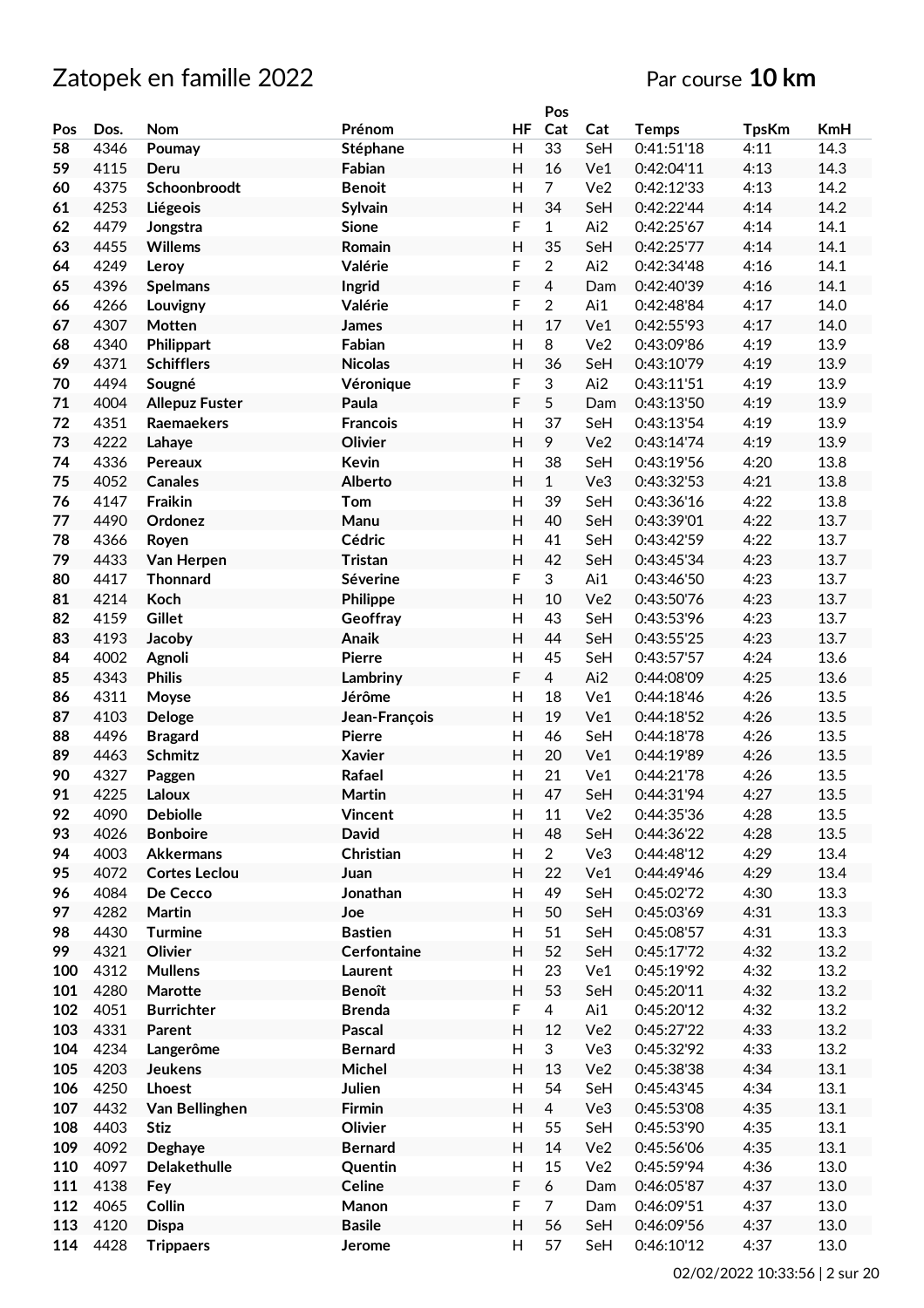# Zatopek en famille 2022

Par course **10 km**

| Pos | Dos. | Nom | Prénom | HF | Pos Cat | Cat | Temps | TpsKm | KmH |
|---|---|---|---|---|---|---|---|---|---|
| 58 | 4346 | Poumay | Stéphane | H | 33 | SeH | 0:41:51'18 | 4:11 | 14.3 |
| 59 | 4115 | Deru | Fabian | H | 16 | Ve1 | 0:42:04'11 | 4:13 | 14.3 |
| 60 | 4375 | Schoonbroodt | Benoit | H | 7 | Ve2 | 0:42:12'33 | 4:13 | 14.2 |
| 61 | 4253 | Liégeois | Sylvain | H | 34 | SeH | 0:42:22'44 | 4:14 | 14.2 |
| 62 | 4479 | Jongstra | Sione | F | 1 | Ai2 | 0:42:25'67 | 4:14 | 14.1 |
| 63 | 4455 | Willems | Romain | H | 35 | SeH | 0:42:25'77 | 4:14 | 14.1 |
| 64 | 4249 | Leroy | Valérie | F | 2 | Ai2 | 0:42:34'48 | 4:16 | 14.1 |
| 65 | 4396 | Spelmans | Ingrid | F | 4 | Dam | 0:42:40'39 | 4:16 | 14.1 |
| 66 | 4266 | Louvigny | Valérie | F | 2 | Ai1 | 0:42:48'84 | 4:17 | 14.0 |
| 67 | 4307 | Motten | James | H | 17 | Ve1 | 0:42:55'93 | 4:17 | 14.0 |
| 68 | 4340 | Philippart | Fabian | H | 8 | Ve2 | 0:43:09'86 | 4:19 | 13.9 |
| 69 | 4371 | Schifflers | Nicolas | H | 36 | SeH | 0:43:10'79 | 4:19 | 13.9 |
| 70 | 4494 | Sougné | Véronique | F | 3 | Ai2 | 0:43:11'51 | 4:19 | 13.9 |
| 71 | 4004 | Allepuz Fuster | Paula | F | 5 | Dam | 0:43:13'50 | 4:19 | 13.9 |
| 72 | 4351 | Raemaekers | Francois | H | 37 | SeH | 0:43:13'54 | 4:19 | 13.9 |
| 73 | 4222 | Lahaye | Olivier | H | 9 | Ve2 | 0:43:14'74 | 4:19 | 13.9 |
| 74 | 4336 | Pereaux | Kevin | H | 38 | SeH | 0:43:19'56 | 4:20 | 13.8 |
| 75 | 4052 | Canales | Alberto | H | 1 | Ve3 | 0:43:32'53 | 4:21 | 13.8 |
| 76 | 4147 | Fraikin | Tom | H | 39 | SeH | 0:43:36'16 | 4:22 | 13.8 |
| 77 | 4490 | Ordonez | Manu | H | 40 | SeH | 0:43:39'01 | 4:22 | 13.7 |
| 78 | 4366 | Royen | Cédric | H | 41 | SeH | 0:43:42'59 | 4:22 | 13.7 |
| 79 | 4433 | Van Herpen | Tristan | H | 42 | SeH | 0:43:45'34 | 4:23 | 13.7 |
| 80 | 4417 | Thonnard | Séverine | F | 3 | Ai1 | 0:43:46'50 | 4:23 | 13.7 |
| 81 | 4214 | Koch | Philippe | H | 10 | Ve2 | 0:43:50'76 | 4:23 | 13.7 |
| 82 | 4159 | Gillet | Geoffray | H | 43 | SeH | 0:43:53'96 | 4:23 | 13.7 |
| 83 | 4193 | Jacoby | Anaik | H | 44 | SeH | 0:43:55'25 | 4:23 | 13.7 |
| 84 | 4002 | Agnoli | Pierre | H | 45 | SeH | 0:43:57'57 | 4:24 | 13.6 |
| 85 | 4343 | Philis | Lambriny | F | 4 | Ai2 | 0:44:08'09 | 4:25 | 13.6 |
| 86 | 4311 | Moyse | Jérôme | H | 18 | Ve1 | 0:44:18'46 | 4:26 | 13.5 |
| 87 | 4103 | Deloge | Jean-François | H | 19 | Ve1 | 0:44:18'52 | 4:26 | 13.5 |
| 88 | 4496 | Bragard | Pierre | H | 46 | SeH | 0:44:18'78 | 4:26 | 13.5 |
| 89 | 4463 | Schmitz | Xavier | H | 20 | Ve1 | 0:44:19'89 | 4:26 | 13.5 |
| 90 | 4327 | Paggen | Rafael | H | 21 | Ve1 | 0:44:21'78 | 4:26 | 13.5 |
| 91 | 4225 | Laloux | Martin | H | 47 | SeH | 0:44:31'94 | 4:27 | 13.5 |
| 92 | 4090 | Debiolle | Vincent | H | 11 | Ve2 | 0:44:35'36 | 4:28 | 13.5 |
| 93 | 4026 | Bonboire | David | H | 48 | SeH | 0:44:36'22 | 4:28 | 13.5 |
| 94 | 4003 | Akkermans | Christian | H | 2 | Ve3 | 0:44:48'12 | 4:29 | 13.4 |
| 95 | 4072 | Cortes Leclou | Juan | H | 22 | Ve1 | 0:44:49'46 | 4:29 | 13.4 |
| 96 | 4084 | De Cecco | Jonathan | H | 49 | SeH | 0:45:02'72 | 4:30 | 13.3 |
| 97 | 4282 | Martin | Joe | H | 50 | SeH | 0:45:03'69 | 4:31 | 13.3 |
| 98 | 4430 | Turmine | Bastien | H | 51 | SeH | 0:45:08'57 | 4:31 | 13.3 |
| 99 | 4321 | Olivier | Cerfontaine | H | 52 | SeH | 0:45:17'72 | 4:32 | 13.2 |
| 100 | 4312 | Mullens | Laurent | H | 23 | Ve1 | 0:45:19'92 | 4:32 | 13.2 |
| 101 | 4280 | Marotte | Benoît | H | 53 | SeH | 0:45:20'11 | 4:32 | 13.2 |
| 102 | 4051 | Burrichter | Brenda | F | 4 | Ai1 | 0:45:20'12 | 4:32 | 13.2 |
| 103 | 4331 | Parent | Pascal | H | 12 | Ve2 | 0:45:27'22 | 4:33 | 13.2 |
| 104 | 4234 | Langerôme | Bernard | H | 3 | Ve3 | 0:45:32'92 | 4:33 | 13.2 |
| 105 | 4203 | Jeukens | Michel | H | 13 | Ve2 | 0:45:38'38 | 4:34 | 13.1 |
| 106 | 4250 | Lhoest | Julien | H | 54 | SeH | 0:45:43'45 | 4:34 | 13.1 |
| 107 | 4432 | Van Bellinghen | Firmin | H | 4 | Ve3 | 0:45:53'08 | 4:35 | 13.1 |
| 108 | 4403 | Stiz | Olivier | H | 55 | SeH | 0:45:53'90 | 4:35 | 13.1 |
| 109 | 4092 | Deghaye | Bernard | H | 14 | Ve2 | 0:45:56'06 | 4:35 | 13.1 |
| 110 | 4097 | Delakethulle | Quentin | H | 15 | Ve2 | 0:45:59'94 | 4:36 | 13.0 |
| 111 | 4138 | Fey | Celine | F | 6 | Dam | 0:46:05'87 | 4:37 | 13.0 |
| 112 | 4065 | Collin | Manon | F | 7 | Dam | 0:46:09'51 | 4:37 | 13.0 |
| 113 | 4120 | Dispa | Basile | H | 56 | SeH | 0:46:09'56 | 4:37 | 13.0 |
| 114 | 4428 | Trippaers | Jerome | H | 57 | SeH | 0:46:10'12 | 4:37 | 13.0 |

02/02/2022 10:33:56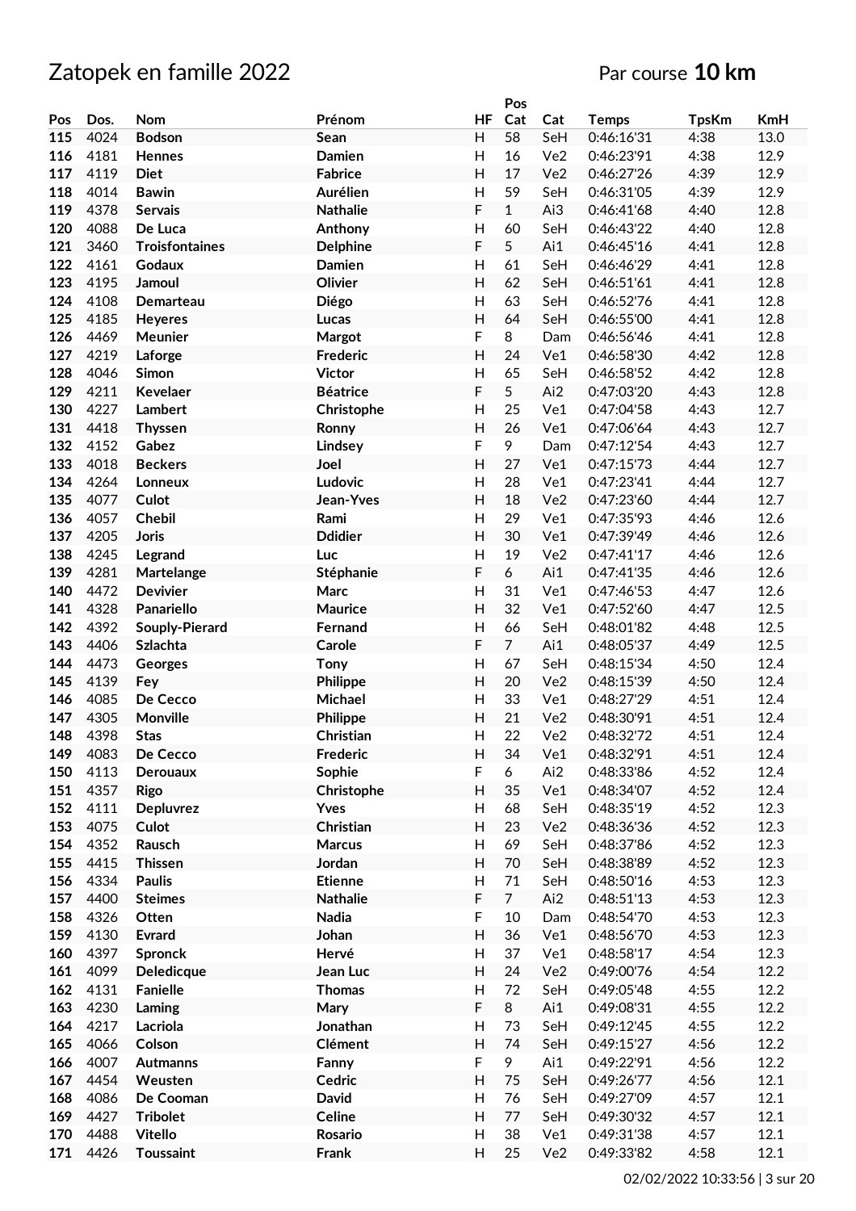# Zatopek en famille 2022

Par course **10 km**

| Pos | Dos. | Nom | Prénom | HF | Pos Cat | Cat | Temps | TpsKm | KmH |
|---|---|---|---|---|---|---|---|---|---|
| 115 | 4024 | Bodson | Sean | H | 58 | SeH | 0:46:16'31 | 4:38 | 13.0 |
| 116 | 4181 | Hennes | Damien | H | 16 | Ve2 | 0:46:23'91 | 4:38 | 12.9 |
| 117 | 4119 | Diet | Fabrice | H | 17 | Ve2 | 0:46:27'26 | 4:39 | 12.9 |
| 118 | 4014 | Bawin | Aurélien | H | 59 | SeH | 0:46:31'05 | 4:39 | 12.9 |
| 119 | 4378 | Servais | Nathalie | F | 1 | Ai3 | 0:46:41'68 | 4:40 | 12.8 |
| 120 | 4088 | De Luca | Anthony | H | 60 | SeH | 0:46:43'22 | 4:40 | 12.8 |
| 121 | 3460 | Troisfontaines | Delphine | F | 5 | Ai1 | 0:46:45'16 | 4:41 | 12.8 |
| 122 | 4161 | Godaux | Damien | H | 61 | SeH | 0:46:46'29 | 4:41 | 12.8 |
| 123 | 4195 | Jamoul | Olivier | H | 62 | SeH | 0:46:51'61 | 4:41 | 12.8 |
| 124 | 4108 | Demarteau | Diégo | H | 63 | SeH | 0:46:52'76 | 4:41 | 12.8 |
| 125 | 4185 | Heyeres | Lucas | H | 64 | SeH | 0:46:55'00 | 4:41 | 12.8 |
| 126 | 4469 | Meunier | Margot | F | 8 | Dam | 0:46:56'46 | 4:41 | 12.8 |
| 127 | 4219 | Laforge | Frederic | H | 24 | Ve1 | 0:46:58'30 | 4:42 | 12.8 |
| 128 | 4046 | Simon | Victor | H | 65 | SeH | 0:46:58'52 | 4:42 | 12.8 |
| 129 | 4211 | Kevelaer | Béatrice | F | 5 | Ai2 | 0:47:03'20 | 4:43 | 12.8 |
| 130 | 4227 | Lambert | Christophe | H | 25 | Ve1 | 0:47:04'58 | 4:43 | 12.7 |
| 131 | 4418 | Thyssen | Ronny | H | 26 | Ve1 | 0:47:06'64 | 4:43 | 12.7 |
| 132 | 4152 | Gabez | Lindsey | F | 9 | Dam | 0:47:12'54 | 4:43 | 12.7 |
| 133 | 4018 | Beckers | Joel | H | 27 | Ve1 | 0:47:15'73 | 4:44 | 12.7 |
| 134 | 4264 | Lonneux | Ludovic | H | 28 | Ve1 | 0:47:23'41 | 4:44 | 12.7 |
| 135 | 4077 | Culot | Jean-Yves | H | 18 | Ve2 | 0:47:23'60 | 4:44 | 12.7 |
| 136 | 4057 | Chebil | Rami | H | 29 | Ve1 | 0:47:35'93 | 4:46 | 12.6 |
| 137 | 4205 | Joris | Ddidier | H | 30 | Ve1 | 0:47:39'49 | 4:46 | 12.6 |
| 138 | 4245 | Legrand | Luc | H | 19 | Ve2 | 0:47:41'17 | 4:46 | 12.6 |
| 139 | 4281 | Martelange | Stéphanie | F | 6 | Ai1 | 0:47:41'35 | 4:46 | 12.6 |
| 140 | 4472 | Devivier | Marc | H | 31 | Ve1 | 0:47:46'53 | 4:47 | 12.6 |
| 141 | 4328 | Panariello | Maurice | H | 32 | Ve1 | 0:47:52'60 | 4:47 | 12.5 |
| 142 | 4392 | Souply-Pierard | Fernand | H | 66 | SeH | 0:48:01'82 | 4:48 | 12.5 |
| 143 | 4406 | Szlachta | Carole | F | 7 | Ai1 | 0:48:05'37 | 4:49 | 12.5 |
| 144 | 4473 | Georges | Tony | H | 67 | SeH | 0:48:15'34 | 4:50 | 12.4 |
| 145 | 4139 | Fey | Philippe | H | 20 | Ve2 | 0:48:15'39 | 4:50 | 12.4 |
| 146 | 4085 | De Cecco | Michael | H | 33 | Ve1 | 0:48:27'29 | 4:51 | 12.4 |
| 147 | 4305 | Monville | Philippe | H | 21 | Ve2 | 0:48:30'91 | 4:51 | 12.4 |
| 148 | 4398 | Stas | Christian | H | 22 | Ve2 | 0:48:32'72 | 4:51 | 12.4 |
| 149 | 4083 | De Cecco | Frederic | H | 34 | Ve1 | 0:48:32'91 | 4:51 | 12.4 |
| 150 | 4113 | Derouaux | Sophie | F | 6 | Ai2 | 0:48:33'86 | 4:52 | 12.4 |
| 151 | 4357 | Rigo | Christophe | H | 35 | Ve1 | 0:48:34'07 | 4:52 | 12.4 |
| 152 | 4111 | Depluvrez | Yves | H | 68 | SeH | 0:48:35'19 | 4:52 | 12.3 |
| 153 | 4075 | Culot | Christian | H | 23 | Ve2 | 0:48:36'36 | 4:52 | 12.3 |
| 154 | 4352 | Rausch | Marcus | H | 69 | SeH | 0:48:37'86 | 4:52 | 12.3 |
| 155 | 4415 | Thissen | Jordan | H | 70 | SeH | 0:48:38'89 | 4:52 | 12.3 |
| 156 | 4334 | Paulis | Etienne | H | 71 | SeH | 0:48:50'16 | 4:53 | 12.3 |
| 157 | 4400 | Steimes | Nathalie | F | 7 | Ai2 | 0:48:51'13 | 4:53 | 12.3 |
| 158 | 4326 | Otten | Nadia | F | 10 | Dam | 0:48:54'70 | 4:53 | 12.3 |
| 159 | 4130 | Evrard | Johan | H | 36 | Ve1 | 0:48:56'70 | 4:53 | 12.3 |
| 160 | 4397 | Spronck | Hervé | H | 37 | Ve1 | 0:48:58'17 | 4:54 | 12.3 |
| 161 | 4099 | Deledicque | Jean Luc | H | 24 | Ve2 | 0:49:00'76 | 4:54 | 12.2 |
| 162 | 4131 | Fanielle | Thomas | H | 72 | SeH | 0:49:05'48 | 4:55 | 12.2 |
| 163 | 4230 | Laming | Mary | F | 8 | Ai1 | 0:49:08'31 | 4:55 | 12.2 |
| 164 | 4217 | Lacriola | Jonathan | H | 73 | SeH | 0:49:12'45 | 4:55 | 12.2 |
| 165 | 4066 | Colson | Clément | H | 74 | SeH | 0:49:15'27 | 4:56 | 12.2 |
| 166 | 4007 | Autmanns | Fanny | F | 9 | Ai1 | 0:49:22'91 | 4:56 | 12.2 |
| 167 | 4454 | Weusten | Cedric | H | 75 | SeH | 0:49:26'77 | 4:56 | 12.1 |
| 168 | 4086 | De Cooman | David | H | 76 | SeH | 0:49:27'09 | 4:57 | 12.1 |
| 169 | 4427 | Tribolet | Celine | H | 77 | SeH | 0:49:30'32 | 4:57 | 12.1 |
| 170 | 4488 | Vitello | Rosario | H | 38 | Ve1 | 0:49:31'38 | 4:57 | 12.1 |
| 171 | 4426 | Toussaint | Frank | H | 25 | Ve2 | 0:49:33'82 | 4:58 | 12.1 |

02/02/2022 10:33:56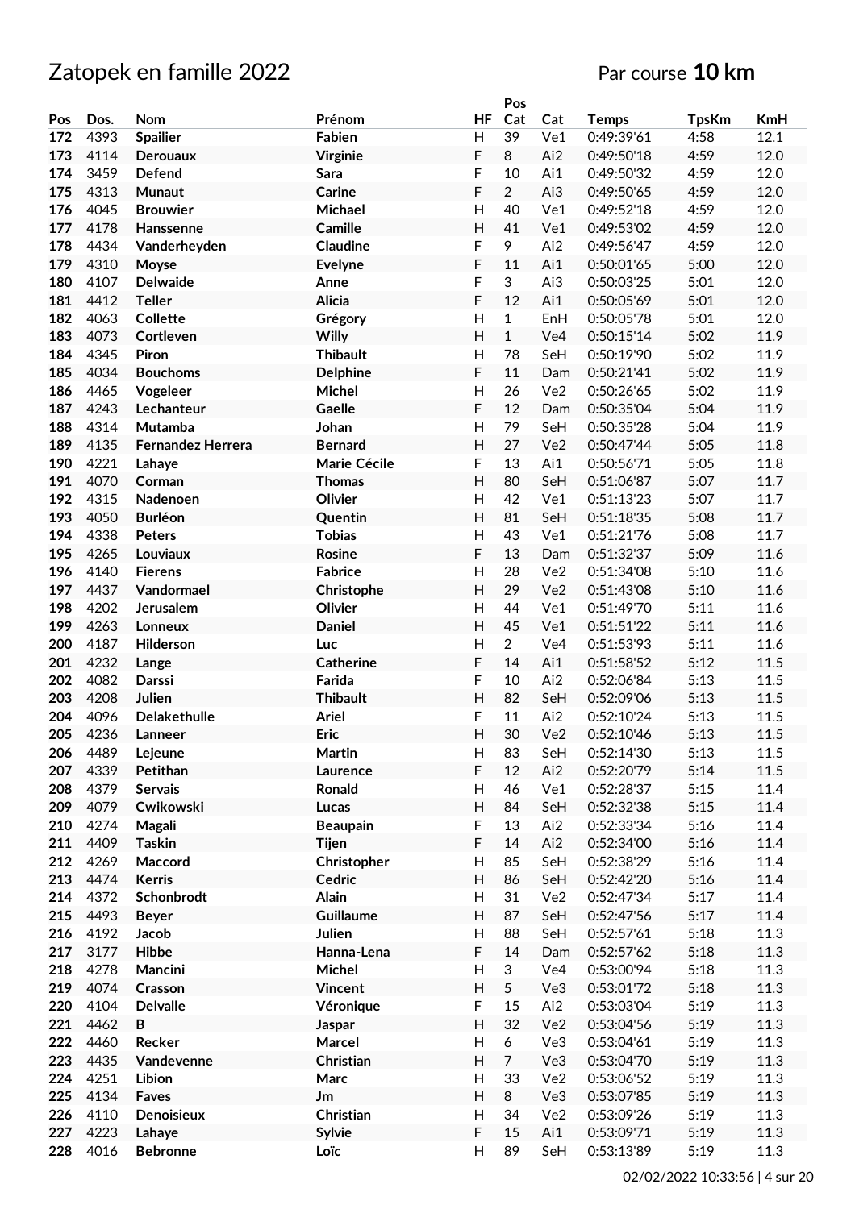# Zatopek en famille 2022

Par course **10 km**

| Pos | Dos. | Nom | Prénom | HF | Pos Cat | Cat | Temps | TpsKm | KmH |
|---|---|---|---|---|---|---|---|---|---|
| 172 | 4393 | Spailier | Fabien | H | 39 | Ve1 | 0:49:39'61 | 4:58 | 12.1 |
| 173 | 4114 | Derouaux | Virginie | F | 8 | Ai2 | 0:49:50'18 | 4:59 | 12.0 |
| 174 | 3459 | Defend | Sara | F | 10 | Ai1 | 0:49:50'32 | 4:59 | 12.0 |
| 175 | 4313 | Munaut | Carine | F | 2 | Ai3 | 0:49:50'65 | 4:59 | 12.0 |
| 176 | 4045 | Brouwier | Michael | H | 40 | Ve1 | 0:49:52'18 | 4:59 | 12.0 |
| 177 | 4178 | Hanssenne | Camille | H | 41 | Ve1 | 0:49:53'02 | 4:59 | 12.0 |
| 178 | 4434 | Vanderheyden | Claudine | F | 9 | Ai2 | 0:49:56'47 | 4:59 | 12.0 |
| 179 | 4310 | Moyse | Evelyne | F | 11 | Ai1 | 0:50:01'65 | 5:00 | 12.0 |
| 180 | 4107 | Delwaide | Anne | F | 3 | Ai3 | 0:50:03'25 | 5:01 | 12.0 |
| 181 | 4412 | Teller | Alicia | F | 12 | Ai1 | 0:50:05'69 | 5:01 | 12.0 |
| 182 | 4063 | Collette | Grégory | H | 1 | EnH | 0:50:05'78 | 5:01 | 12.0 |
| 183 | 4073 | Cortleven | Willy | H | 1 | Ve4 | 0:50:15'14 | 5:02 | 11.9 |
| 184 | 4345 | Piron | Thibault | H | 78 | SeH | 0:50:19'90 | 5:02 | 11.9 |
| 185 | 4034 | Bouchoms | Delphine | F | 11 | Dam | 0:50:21'41 | 5:02 | 11.9 |
| 186 | 4465 | Vogeleer | Michel | H | 26 | Ve2 | 0:50:26'65 | 5:02 | 11.9 |
| 187 | 4243 | Lechanteur | Gaelle | F | 12 | Dam | 0:50:35'04 | 5:04 | 11.9 |
| 188 | 4314 | Mutamba | Johan | H | 79 | SeH | 0:50:35'28 | 5:04 | 11.9 |
| 189 | 4135 | Fernandez Herrera | Bernard | H | 27 | Ve2 | 0:50:47'44 | 5:05 | 11.8 |
| 190 | 4221 | Lahaye | Marie Cécile | F | 13 | Ai1 | 0:50:56'71 | 5:05 | 11.8 |
| 191 | 4070 | Corman | Thomas | H | 80 | SeH | 0:51:06'87 | 5:07 | 11.7 |
| 192 | 4315 | Nadenoen | Olivier | H | 42 | Ve1 | 0:51:13'23 | 5:07 | 11.7 |
| 193 | 4050 | Burléon | Quentin | H | 81 | SeH | 0:51:18'35 | 5:08 | 11.7 |
| 194 | 4338 | Peters | Tobias | H | 43 | Ve1 | 0:51:21'76 | 5:08 | 11.7 |
| 195 | 4265 | Louviaux | Rosine | F | 13 | Dam | 0:51:32'37 | 5:09 | 11.6 |
| 196 | 4140 | Fierens | Fabrice | H | 28 | Ve2 | 0:51:34'08 | 5:10 | 11.6 |
| 197 | 4437 | Vandormael | Christophe | H | 29 | Ve2 | 0:51:43'08 | 5:10 | 11.6 |
| 198 | 4202 | Jerusalem | Olivier | H | 44 | Ve1 | 0:51:49'70 | 5:11 | 11.6 |
| 199 | 4263 | Lonneux | Daniel | H | 45 | Ve1 | 0:51:51'22 | 5:11 | 11.6 |
| 200 | 4187 | Hilderson | Luc | H | 2 | Ve4 | 0:51:53'93 | 5:11 | 11.6 |
| 201 | 4232 | Lange | Catherine | F | 14 | Ai1 | 0:51:58'52 | 5:12 | 11.5 |
| 202 | 4082 | Darssi | Farida | F | 10 | Ai2 | 0:52:06'84 | 5:13 | 11.5 |
| 203 | 4208 | Julien | Thibault | H | 82 | SeH | 0:52:09'06 | 5:13 | 11.5 |
| 204 | 4096 | Delakethulle | Ariel | F | 11 | Ai2 | 0:52:10'24 | 5:13 | 11.5 |
| 205 | 4236 | Lanneer | Eric | H | 30 | Ve2 | 0:52:10'46 | 5:13 | 11.5 |
| 206 | 4489 | Lejeune | Martin | H | 83 | SeH | 0:52:14'30 | 5:13 | 11.5 |
| 207 | 4339 | Petithan | Laurence | F | 12 | Ai2 | 0:52:20'79 | 5:14 | 11.5 |
| 208 | 4379 | Servais | Ronald | H | 46 | Ve1 | 0:52:28'37 | 5:15 | 11.4 |
| 209 | 4079 | Cwikowski | Lucas | H | 84 | SeH | 0:52:32'38 | 5:15 | 11.4 |
| 210 | 4274 | Magali | Beaupain | F | 13 | Ai2 | 0:52:33'34 | 5:16 | 11.4 |
| 211 | 4409 | Taskin | Tijen | F | 14 | Ai2 | 0:52:34'00 | 5:16 | 11.4 |
| 212 | 4269 | Maccord | Christopher | H | 85 | SeH | 0:52:38'29 | 5:16 | 11.4 |
| 213 | 4474 | Kerris | Cedric | H | 86 | SeH | 0:52:42'20 | 5:16 | 11.4 |
| 214 | 4372 | Schonbrodt | Alain | H | 31 | Ve2 | 0:52:47'34 | 5:17 | 11.4 |
| 215 | 4493 | Beyer | Guillaume | H | 87 | SeH | 0:52:47'56 | 5:17 | 11.4 |
| 216 | 4192 | Jacob | Julien | H | 88 | SeH | 0:52:57'61 | 5:18 | 11.3 |
| 217 | 3177 | Hibbe | Hanna-Lena | F | 14 | Dam | 0:52:57'62 | 5:18 | 11.3 |
| 218 | 4278 | Mancini | Michel | H | 3 | Ve4 | 0:53:00'94 | 5:18 | 11.3 |
| 219 | 4074 | Crasson | Vincent | H | 5 | Ve3 | 0:53:01'72 | 5:18 | 11.3 |
| 220 | 4104 | Delvalle | Véronique | F | 15 | Ai2 | 0:53:03'04 | 5:19 | 11.3 |
| 221 | 4462 | B | Jaspar | H | 32 | Ve2 | 0:53:04'56 | 5:19 | 11.3 |
| 222 | 4460 | Recker | Marcel | H | 6 | Ve3 | 0:53:04'61 | 5:19 | 11.3 |
| 223 | 4435 | Vandevenne | Christian | H | 7 | Ve3 | 0:53:04'70 | 5:19 | 11.3 |
| 224 | 4251 | Libion | Marc | H | 33 | Ve2 | 0:53:06'52 | 5:19 | 11.3 |
| 225 | 4134 | Faves | Jm | H | 8 | Ve3 | 0:53:07'85 | 5:19 | 11.3 |
| 226 | 4110 | Denoisieux | Christian | H | 34 | Ve2 | 0:53:09'26 | 5:19 | 11.3 |
| 227 | 4223 | Lahaye | Sylvie | F | 15 | Ai1 | 0:53:09'71 | 5:19 | 11.3 |
| 228 | 4016 | Bebronne | Loïc | H | 89 | SeH | 0:53:13'89 | 5:19 | 11.3 |

02/02/2022 10:33:56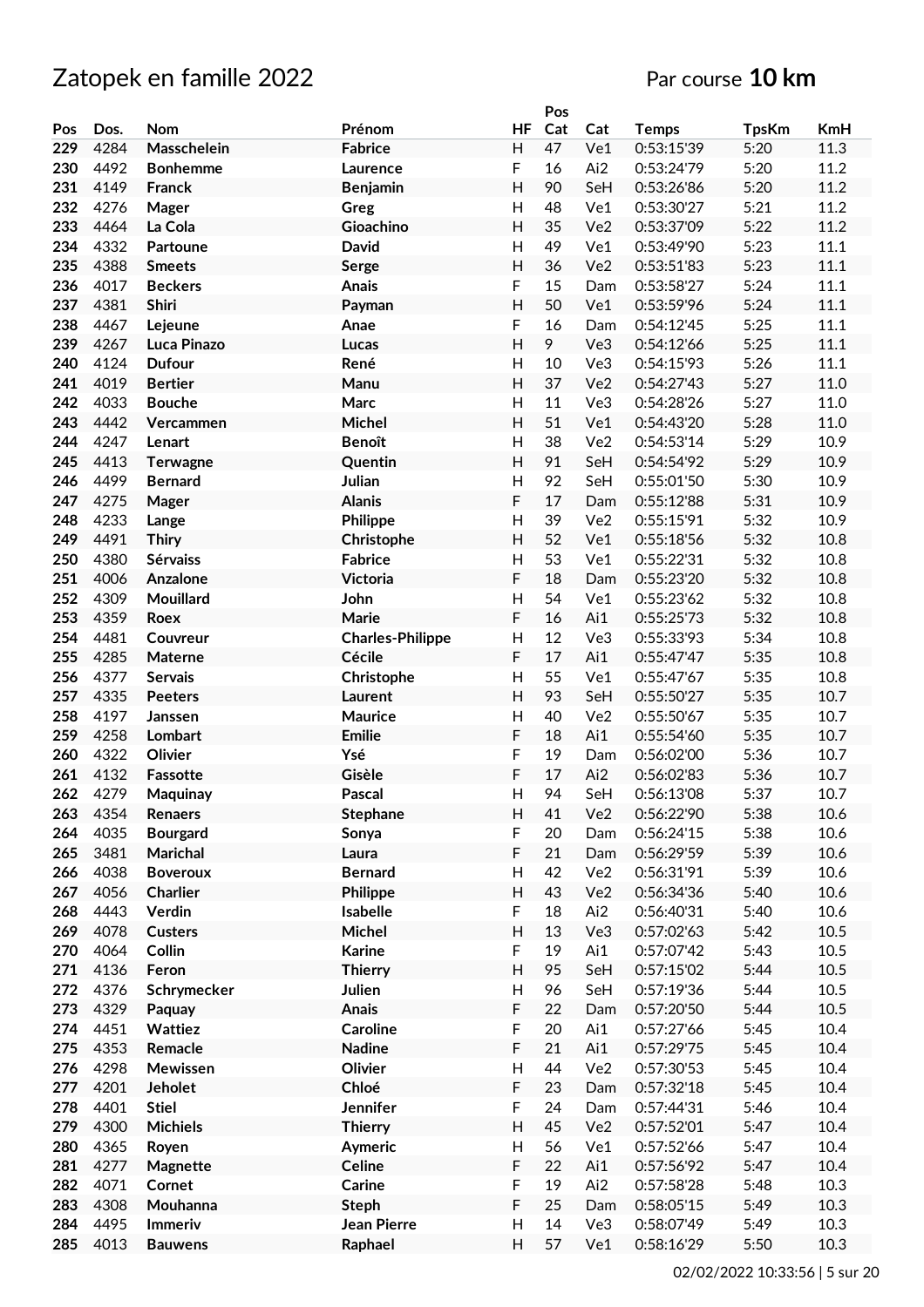# Zatopek en famille 2022

Par course **10 km**

| Pos | Dos. | Nom | Prénom | HF | Pos Cat | Cat | Temps | TpsKm | KmH |
|---|---|---|---|---|---|---|---|---|---|
| 229 | 4284 | Masschelein | Fabrice | H | 47 | Ve1 | 0:53:15'39 | 5:20 | 11.3 |
| 230 | 4492 | Bonhemme | Laurence | F | 16 | Ai2 | 0:53:24'79 | 5:20 | 11.2 |
| 231 | 4149 | Franck | Benjamin | H | 90 | SeH | 0:53:26'86 | 5:20 | 11.2 |
| 232 | 4276 | Mager | Greg | H | 48 | Ve1 | 0:53:30'27 | 5:21 | 11.2 |
| 233 | 4464 | La Cola | Gioachino | H | 35 | Ve2 | 0:53:37'09 | 5:22 | 11.2 |
| 234 | 4332 | Partoune | David | H | 49 | Ve1 | 0:53:49'90 | 5:23 | 11.1 |
| 235 | 4388 | Smeets | Serge | H | 36 | Ve2 | 0:53:51'83 | 5:23 | 11.1 |
| 236 | 4017 | Beckers | Anais | F | 15 | Dam | 0:53:58'27 | 5:24 | 11.1 |
| 237 | 4381 | Shiri | Payman | H | 50 | Ve1 | 0:53:59'96 | 5:24 | 11.1 |
| 238 | 4467 | Lejeune | Anae | F | 16 | Dam | 0:54:12'45 | 5:25 | 11.1 |
| 239 | 4267 | Luca Pinazo | Lucas | H | 9 | Ve3 | 0:54:12'66 | 5:25 | 11.1 |
| 240 | 4124 | Dufour | René | H | 10 | Ve3 | 0:54:15'93 | 5:26 | 11.1 |
| 241 | 4019 | Bertier | Manu | H | 37 | Ve2 | 0:54:27'43 | 5:27 | 11.0 |
| 242 | 4033 | Bouche | Marc | H | 11 | Ve3 | 0:54:28'26 | 5:27 | 11.0 |
| 243 | 4442 | Vercammen | Michel | H | 51 | Ve1 | 0:54:43'20 | 5:28 | 11.0 |
| 244 | 4247 | Lenart | Benoît | H | 38 | Ve2 | 0:54:53'14 | 5:29 | 10.9 |
| 245 | 4413 | Terwagne | Quentin | H | 91 | SeH | 0:54:54'92 | 5:29 | 10.9 |
| 246 | 4499 | Bernard | Julian | H | 92 | SeH | 0:55:01'50 | 5:30 | 10.9 |
| 247 | 4275 | Mager | Alanis | F | 17 | Dam | 0:55:12'88 | 5:31 | 10.9 |
| 248 | 4233 | Lange | Philippe | H | 39 | Ve2 | 0:55:15'91 | 5:32 | 10.9 |
| 249 | 4491 | Thiry | Christophe | H | 52 | Ve1 | 0:55:18'56 | 5:32 | 10.8 |
| 250 | 4380 | Sérvaiss | Fabrice | H | 53 | Ve1 | 0:55:22'31 | 5:32 | 10.8 |
| 251 | 4006 | Anzalone | Victoria | F | 18 | Dam | 0:55:23'20 | 5:32 | 10.8 |
| 252 | 4309 | Mouillard | John | H | 54 | Ve1 | 0:55:23'62 | 5:32 | 10.8 |
| 253 | 4359 | Roex | Marie | F | 16 | Ai1 | 0:55:25'73 | 5:32 | 10.8 |
| 254 | 4481 | Couvreur | Charles-Philippe | H | 12 | Ve3 | 0:55:33'93 | 5:34 | 10.8 |
| 255 | 4285 | Materne | Cécile | F | 17 | Ai1 | 0:55:47'47 | 5:35 | 10.8 |
| 256 | 4377 | Servais | Christophe | H | 55 | Ve1 | 0:55:47'67 | 5:35 | 10.8 |
| 257 | 4335 | Peeters | Laurent | H | 93 | SeH | 0:55:50'27 | 5:35 | 10.7 |
| 258 | 4197 | Janssen | Maurice | H | 40 | Ve2 | 0:55:50'67 | 5:35 | 10.7 |
| 259 | 4258 | Lombart | Emilie | F | 18 | Ai1 | 0:55:54'60 | 5:35 | 10.7 |
| 260 | 4322 | Olivier | Ysé | F | 19 | Dam | 0:56:02'00 | 5:36 | 10.7 |
| 261 | 4132 | Fassotte | Gisèle | F | 17 | Ai2 | 0:56:02'83 | 5:36 | 10.7 |
| 262 | 4279 | Maquinay | Pascal | H | 94 | SeH | 0:56:13'08 | 5:37 | 10.7 |
| 263 | 4354 | Renaers | Stephane | H | 41 | Ve2 | 0:56:22'90 | 5:38 | 10.6 |
| 264 | 4035 | Bourgard | Sonya | F | 20 | Dam | 0:56:24'15 | 5:38 | 10.6 |
| 265 | 3481 | Marichal | Laura | F | 21 | Dam | 0:56:29'59 | 5:39 | 10.6 |
| 266 | 4038 | Boveroux | Bernard | H | 42 | Ve2 | 0:56:31'91 | 5:39 | 10.6 |
| 267 | 4056 | Charlier | Philippe | H | 43 | Ve2 | 0:56:34'36 | 5:40 | 10.6 |
| 268 | 4443 | Verdin | Isabelle | F | 18 | Ai2 | 0:56:40'31 | 5:40 | 10.6 |
| 269 | 4078 | Custers | Michel | H | 13 | Ve3 | 0:57:02'63 | 5:42 | 10.5 |
| 270 | 4064 | Collin | Karine | F | 19 | Ai1 | 0:57:07'42 | 5:43 | 10.5 |
| 271 | 4136 | Feron | Thierry | H | 95 | SeH | 0:57:15'02 | 5:44 | 10.5 |
| 272 | 4376 | Schrymecker | Julien | H | 96 | SeH | 0:57:19'36 | 5:44 | 10.5 |
| 273 | 4329 | Paquay | Anais | F | 22 | Dam | 0:57:20'50 | 5:44 | 10.5 |
| 274 | 4451 | Wattiez | Caroline | F | 20 | Ai1 | 0:57:27'66 | 5:45 | 10.4 |
| 275 | 4353 | Remacle | Nadine | F | 21 | Ai1 | 0:57:29'75 | 5:45 | 10.4 |
| 276 | 4298 | Mewissen | Olivier | H | 44 | Ve2 | 0:57:30'53 | 5:45 | 10.4 |
| 277 | 4201 | Jeholet | Chloé | F | 23 | Dam | 0:57:32'18 | 5:45 | 10.4 |
| 278 | 4401 | Stiel | Jennifer | F | 24 | Dam | 0:57:44'31 | 5:46 | 10.4 |
| 279 | 4300 | Michiels | Thierry | H | 45 | Ve2 | 0:57:52'01 | 5:47 | 10.4 |
| 280 | 4365 | Royen | Aymeric | H | 56 | Ve1 | 0:57:52'66 | 5:47 | 10.4 |
| 281 | 4277 | Magnette | Celine | F | 22 | Ai1 | 0:57:56'92 | 5:47 | 10.4 |
| 282 | 4071 | Cornet | Carine | F | 19 | Ai2 | 0:57:58'28 | 5:48 | 10.3 |
| 283 | 4308 | Mouhanna | Steph | F | 25 | Dam | 0:58:05'15 | 5:49 | 10.3 |
| 284 | 4495 | Immeriv | Jean Pierre | H | 14 | Ve3 | 0:58:07'49 | 5:49 | 10.3 |
| 285 | 4013 | Bauwens | Raphael | H | 57 | Ve1 | 0:58:16'29 | 5:50 | 10.3 |

02/02/2022 10:33:56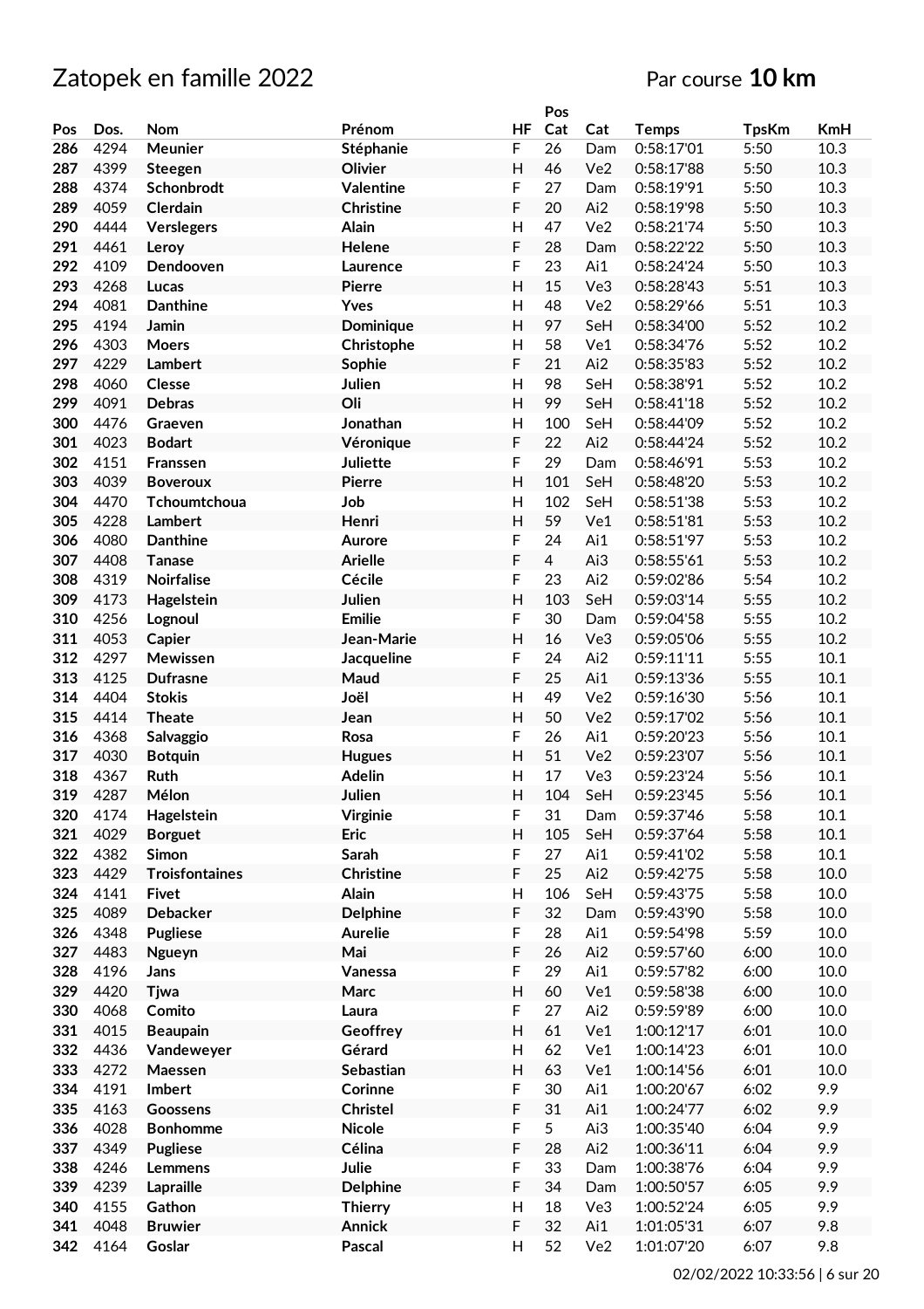# Zatopek en famille 2022

Par course **10 km**

| Pos | Dos. | Nom | Prénom | HF | Pos Cat | Cat | Temps | TpsKm | KmH |
|---|---|---|---|---|---|---|---|---|---|
| 286 | 4294 | Meunier | Stéphanie | F | 26 | Dam | 0:58:17'01 | 5:50 | 10.3 |
| 287 | 4399 | Steegen | Olivier | H | 46 | Ve2 | 0:58:17'88 | 5:50 | 10.3 |
| 288 | 4374 | Schonbrodt | Valentine | F | 27 | Dam | 0:58:19'91 | 5:50 | 10.3 |
| 289 | 4059 | Clerdain | Christine | F | 20 | Ai2 | 0:58:19'98 | 5:50 | 10.3 |
| 290 | 4444 | Verslegers | Alain | H | 47 | Ve2 | 0:58:21'74 | 5:50 | 10.3 |
| 291 | 4461 | Leroy | Helene | F | 28 | Dam | 0:58:22'22 | 5:50 | 10.3 |
| 292 | 4109 | Dendooven | Laurence | F | 23 | Ai1 | 0:58:24'24 | 5:50 | 10.3 |
| 293 | 4268 | Lucas | Pierre | H | 15 | Ve3 | 0:58:28'43 | 5:51 | 10.3 |
| 294 | 4081 | Danthine | Yves | H | 48 | Ve2 | 0:58:29'66 | 5:51 | 10.3 |
| 295 | 4194 | Jamin | Dominique | H | 97 | SeH | 0:58:34'00 | 5:52 | 10.2 |
| 296 | 4303 | Moers | Christophe | H | 58 | Ve1 | 0:58:34'76 | 5:52 | 10.2 |
| 297 | 4229 | Lambert | Sophie | F | 21 | Ai2 | 0:58:35'83 | 5:52 | 10.2 |
| 298 | 4060 | Clesse | Julien | H | 98 | SeH | 0:58:38'91 | 5:52 | 10.2 |
| 299 | 4091 | Debras | Oli | H | 99 | SeH | 0:58:41'18 | 5:52 | 10.2 |
| 300 | 4476 | Graeven | Jonathan | H | 100 | SeH | 0:58:44'09 | 5:52 | 10.2 |
| 301 | 4023 | Bodart | Véronique | F | 22 | Ai2 | 0:58:44'24 | 5:52 | 10.2 |
| 302 | 4151 | Franssen | Juliette | F | 29 | Dam | 0:58:46'91 | 5:53 | 10.2 |
| 303 | 4039 | Boveroux | Pierre | H | 101 | SeH | 0:58:48'20 | 5:53 | 10.2 |
| 304 | 4470 | Tchoumtchoua | Job | H | 102 | SeH | 0:58:51'38 | 5:53 | 10.2 |
| 305 | 4228 | Lambert | Henri | H | 59 | Ve1 | 0:58:51'81 | 5:53 | 10.2 |
| 306 | 4080 | Danthine | Aurore | F | 24 | Ai1 | 0:58:51'97 | 5:53 | 10.2 |
| 307 | 4408 | Tanase | Arielle | F | 4 | Ai3 | 0:58:55'61 | 5:53 | 10.2 |
| 308 | 4319 | Noirfalise | Cécile | F | 23 | Ai2 | 0:59:02'86 | 5:54 | 10.2 |
| 309 | 4173 | Hagelstein | Julien | H | 103 | SeH | 0:59:03'14 | 5:55 | 10.2 |
| 310 | 4256 | Lognoul | Emilie | F | 30 | Dam | 0:59:04'58 | 5:55 | 10.2 |
| 311 | 4053 | Capier | Jean-Marie | H | 16 | Ve3 | 0:59:05'06 | 5:55 | 10.2 |
| 312 | 4297 | Mewissen | Jacqueline | F | 24 | Ai2 | 0:59:11'11 | 5:55 | 10.1 |
| 313 | 4125 | Dufrasne | Maud | F | 25 | Ai1 | 0:59:13'36 | 5:55 | 10.1 |
| 314 | 4404 | Stokis | Joël | H | 49 | Ve2 | 0:59:16'30 | 5:56 | 10.1 |
| 315 | 4414 | Theate | Jean | H | 50 | Ve2 | 0:59:17'02 | 5:56 | 10.1 |
| 316 | 4368 | Salvaggio | Rosa | F | 26 | Ai1 | 0:59:20'23 | 5:56 | 10.1 |
| 317 | 4030 | Botquin | Hugues | H | 51 | Ve2 | 0:59:23'07 | 5:56 | 10.1 |
| 318 | 4367 | Ruth | Adelin | H | 17 | Ve3 | 0:59:23'24 | 5:56 | 10.1 |
| 319 | 4287 | Mélon | Julien | H | 104 | SeH | 0:59:23'45 | 5:56 | 10.1 |
| 320 | 4174 | Hagelstein | Virginie | F | 31 | Dam | 0:59:37'46 | 5:58 | 10.1 |
| 321 | 4029 | Borguet | Eric | H | 105 | SeH | 0:59:37'64 | 5:58 | 10.1 |
| 322 | 4382 | Simon | Sarah | F | 27 | Ai1 | 0:59:41'02 | 5:58 | 10.1 |
| 323 | 4429 | Troisfontaines | Christine | F | 25 | Ai2 | 0:59:42'75 | 5:58 | 10.0 |
| 324 | 4141 | Fivet | Alain | H | 106 | SeH | 0:59:43'75 | 5:58 | 10.0 |
| 325 | 4089 | Debacker | Delphine | F | 32 | Dam | 0:59:43'90 | 5:58 | 10.0 |
| 326 | 4348 | Pugliese | Aurelie | F | 28 | Ai1 | 0:59:54'98 | 5:59 | 10.0 |
| 327 | 4483 | Ngueyn | Mai | F | 26 | Ai2 | 0:59:57'60 | 6:00 | 10.0 |
| 328 | 4196 | Jans | Vanessa | F | 29 | Ai1 | 0:59:57'82 | 6:00 | 10.0 |
| 329 | 4420 | Tjwa | Marc | H | 60 | Ve1 | 0:59:58'38 | 6:00 | 10.0 |
| 330 | 4068 | Comito | Laura | F | 27 | Ai2 | 0:59:59'89 | 6:00 | 10.0 |
| 331 | 4015 | Beaupain | Geoffrey | H | 61 | Ve1 | 1:00:12'17 | 6:01 | 10.0 |
| 332 | 4436 | Vandeweyer | Gérard | H | 62 | Ve1 | 1:00:14'23 | 6:01 | 10.0 |
| 333 | 4272 | Maessen | Sebastian | H | 63 | Ve1 | 1:00:14'56 | 6:01 | 10.0 |
| 334 | 4191 | Imbert | Corinne | F | 30 | Ai1 | 1:00:20'67 | 6:02 | 9.9 |
| 335 | 4163 | Goossens | Christel | F | 31 | Ai1 | 1:00:24'77 | 6:02 | 9.9 |
| 336 | 4028 | Bonhomme | Nicole | F | 5 | Ai3 | 1:00:35'40 | 6:04 | 9.9 |
| 337 | 4349 | Pugliese | Célina | F | 28 | Ai2 | 1:00:36'11 | 6:04 | 9.9 |
| 338 | 4246 | Lemmens | Julie | F | 33 | Dam | 1:00:38'76 | 6:04 | 9.9 |
| 339 | 4239 | Lapraille | Delphine | F | 34 | Dam | 1:00:50'57 | 6:05 | 9.9 |
| 340 | 4155 | Gathon | Thierry | H | 18 | Ve3 | 1:00:52'24 | 6:05 | 9.9 |
| 341 | 4048 | Bruwier | Annick | F | 32 | Ai1 | 1:01:05'31 | 6:07 | 9.8 |
| 342 | 4164 | Goslar | Pascal | H | 52 | Ve2 | 1:01:07'20 | 6:07 | 9.8 |

02/02/2022 10:33:56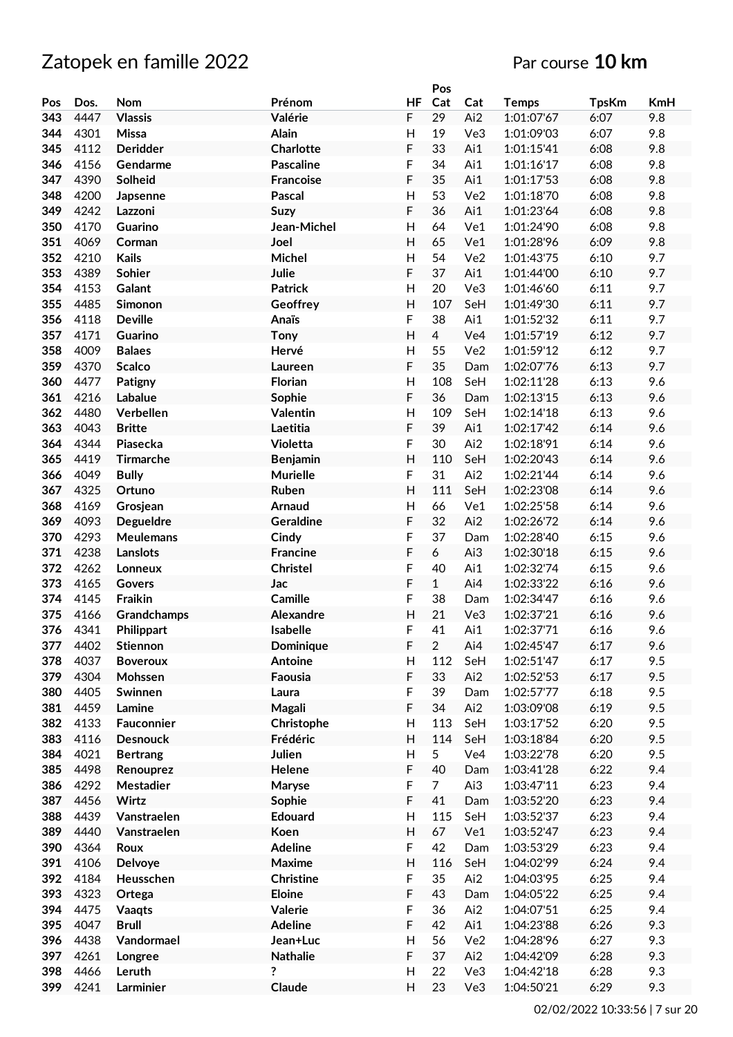# Zatopek en famille 2022

Par course **10 km**

| Pos | Dos. | Nom | Prénom | HF | Pos Cat | Cat | Temps | TpsKm | KmH |
|---|---|---|---|---|---|---|---|---|---|
| 343 | 4447 | Vlassis | Valérie | F | 29 | Ai2 | 1:01:07'67 | 6:07 | 9.8 |
| 344 | 4301 | Missa | Alain | H | 19 | Ve3 | 1:01:09'03 | 6:07 | 9.8 |
| 345 | 4112 | Deridder | Charlotte | F | 33 | Ai1 | 1:01:15'41 | 6:08 | 9.8 |
| 346 | 4156 | Gendarme | Pascaline | F | 34 | Ai1 | 1:01:16'17 | 6:08 | 9.8 |
| 347 | 4390 | Solheid | Francoise | F | 35 | Ai1 | 1:01:17'53 | 6:08 | 9.8 |
| 348 | 4200 | Japsenne | Pascal | H | 53 | Ve2 | 1:01:18'70 | 6:08 | 9.8 |
| 349 | 4242 | Lazzoni | Suzy | F | 36 | Ai1 | 1:01:23'64 | 6:08 | 9.8 |
| 350 | 4170 | Guarino | Jean-Michel | H | 64 | Ve1 | 1:01:24'90 | 6:08 | 9.8 |
| 351 | 4069 | Corman | Joel | H | 65 | Ve1 | 1:01:28'96 | 6:09 | 9.8 |
| 352 | 4210 | Kails | Michel | H | 54 | Ve2 | 1:01:43'75 | 6:10 | 9.7 |
| 353 | 4389 | Sohier | Julie | F | 37 | Ai1 | 1:01:44'00 | 6:10 | 9.7 |
| 354 | 4153 | Galant | Patrick | H | 20 | Ve3 | 1:01:46'60 | 6:11 | 9.7 |
| 355 | 4485 | Simonon | Geoffrey | H | 107 | SeH | 1:01:49'30 | 6:11 | 9.7 |
| 356 | 4118 | Deville | Anaïs | F | 38 | Ai1 | 1:01:52'32 | 6:11 | 9.7 |
| 357 | 4171 | Guarino | Tony | H | 4 | Ve4 | 1:01:57'19 | 6:12 | 9.7 |
| 358 | 4009 | Balaes | Hervé | H | 55 | Ve2 | 1:01:59'12 | 6:12 | 9.7 |
| 359 | 4370 | Scalco | Laureen | F | 35 | Dam | 1:02:07'76 | 6:13 | 9.7 |
| 360 | 4477 | Patigny | Florian | H | 108 | SeH | 1:02:11'28 | 6:13 | 9.6 |
| 361 | 4216 | Labalue | Sophie | F | 36 | Dam | 1:02:13'15 | 6:13 | 9.6 |
| 362 | 4480 | Verbellen | Valentin | H | 109 | SeH | 1:02:14'18 | 6:13 | 9.6 |
| 363 | 4043 | Britte | Laetitia | F | 39 | Ai1 | 1:02:17'42 | 6:14 | 9.6 |
| 364 | 4344 | Piasecka | Violetta | F | 30 | Ai2 | 1:02:18'91 | 6:14 | 9.6 |
| 365 | 4419 | Tirmarche | Benjamin | H | 110 | SeH | 1:02:20'43 | 6:14 | 9.6 |
| 366 | 4049 | Bully | Murielle | F | 31 | Ai2 | 1:02:21'44 | 6:14 | 9.6 |
| 367 | 4325 | Ortuno | Ruben | H | 111 | SeH | 1:02:23'08 | 6:14 | 9.6 |
| 368 | 4169 | Grosjean | Arnaud | H | 66 | Ve1 | 1:02:25'58 | 6:14 | 9.6 |
| 369 | 4093 | Degueldre | Geraldine | F | 32 | Ai2 | 1:02:26'72 | 6:14 | 9.6 |
| 370 | 4293 | Meulemans | Cindy | F | 37 | Dam | 1:02:28'40 | 6:15 | 9.6 |
| 371 | 4238 | Lanslots | Francine | F | 6 | Ai3 | 1:02:30'18 | 6:15 | 9.6 |
| 372 | 4262 | Lonneux | Christel | F | 40 | Ai1 | 1:02:32'74 | 6:15 | 9.6 |
| 373 | 4165 | Govers | Jac | F | 1 | Ai4 | 1:02:33'22 | 6:16 | 9.6 |
| 374 | 4145 | Fraikin | Camille | F | 38 | Dam | 1:02:34'47 | 6:16 | 9.6 |
| 375 | 4166 | Grandchamps | Alexandre | H | 21 | Ve3 | 1:02:37'21 | 6:16 | 9.6 |
| 376 | 4341 | Philippart | Isabelle | F | 41 | Ai1 | 1:02:37'71 | 6:16 | 9.6 |
| 377 | 4402 | Stiennon | Dominique | F | 2 | Ai4 | 1:02:45'47 | 6:17 | 9.6 |
| 378 | 4037 | Boveroux | Antoine | H | 112 | SeH | 1:02:51'47 | 6:17 | 9.5 |
| 379 | 4304 | Mohssen | Faousia | F | 33 | Ai2 | 1:02:52'53 | 6:17 | 9.5 |
| 380 | 4405 | Swinnen | Laura | F | 39 | Dam | 1:02:57'77 | 6:18 | 9.5 |
| 381 | 4459 | Lamine | Magali | F | 34 | Ai2 | 1:03:09'08 | 6:19 | 9.5 |
| 382 | 4133 | Fauconnier | Christophe | H | 113 | SeH | 1:03:17'52 | 6:20 | 9.5 |
| 383 | 4116 | Desnouck | Frédéric | H | 114 | SeH | 1:03:18'84 | 6:20 | 9.5 |
| 384 | 4021 | Bertrang | Julien | H | 5 | Ve4 | 1:03:22'78 | 6:20 | 9.5 |
| 385 | 4498 | Renouprez | Helene | F | 40 | Dam | 1:03:41'28 | 6:22 | 9.4 |
| 386 | 4292 | Mestadier | Maryse | F | 7 | Ai3 | 1:03:47'11 | 6:23 | 9.4 |
| 387 | 4456 | Wirtz | Sophie | F | 41 | Dam | 1:03:52'20 | 6:23 | 9.4 |
| 388 | 4439 | Vanstraelen | Edouard | H | 115 | SeH | 1:03:52'37 | 6:23 | 9.4 |
| 389 | 4440 | Vanstraelen | Koen | H | 67 | Ve1 | 1:03:52'47 | 6:23 | 9.4 |
| 390 | 4364 | Roux | Adeline | F | 42 | Dam | 1:03:53'29 | 6:23 | 9.4 |
| 391 | 4106 | Delvoye | Maxime | H | 116 | SeH | 1:04:02'99 | 6:24 | 9.4 |
| 392 | 4184 | Heusschen | Christine | F | 35 | Ai2 | 1:04:03'95 | 6:25 | 9.4 |
| 393 | 4323 | Ortega | Eloine | F | 43 | Dam | 1:04:05'22 | 6:25 | 9.4 |
| 394 | 4475 | Vaaqts | Valerie | F | 36 | Ai2 | 1:04:07'51 | 6:25 | 9.4 |
| 395 | 4047 | Brull | Adeline | F | 42 | Ai1 | 1:04:23'88 | 6:26 | 9.3 |
| 396 | 4438 | Vandormael | Jean+Luc | H | 56 | Ve2 | 1:04:28'96 | 6:27 | 9.3 |
| 397 | 4261 | Longree | Nathalie | F | 37 | Ai2 | 1:04:42'09 | 6:28 | 9.3 |
| 398 | 4466 | Leruth | ? | H | 22 | Ve3 | 1:04:42'18 | 6:28 | 9.3 |
| 399 | 4241 | Larminier | Claude | H | 23 | Ve3 | 1:04:50'21 | 6:29 | 9.3 |

02/02/2022 10:33:56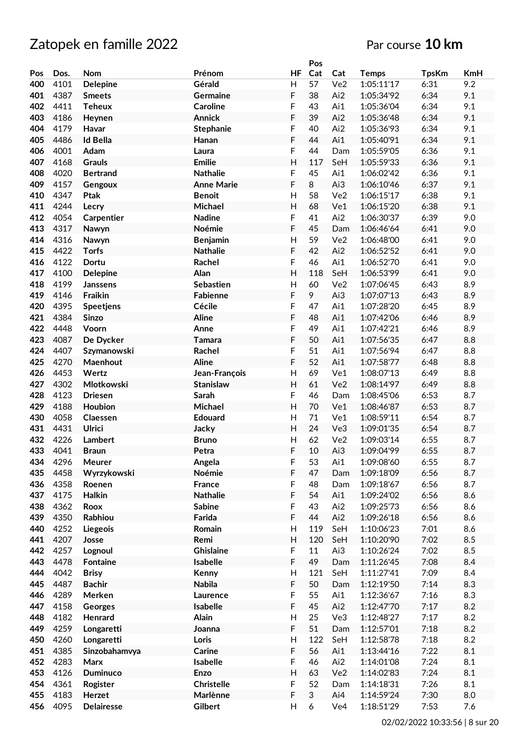# Zatopek en famille 2022

Par course **10 km**

| Pos | Dos. | Nom | Prénom | HF | Pos Cat | Cat | Temps | TpsKm | KmH |
|---|---|---|---|---|---|---|---|---|---|
| 400 | 4101 | Delepine | Gérald | H | 57 | Ve2 | 1:05:11'17 | 6:31 | 9.2 |
| 401 | 4387 | Smeets | Germaine | F | 38 | Ai2 | 1:05:34'92 | 6:34 | 9.1 |
| 402 | 4411 | Teheux | Caroline | F | 43 | Ai1 | 1:05:36'04 | 6:34 | 9.1 |
| 403 | 4186 | Heynen | Annick | F | 39 | Ai2 | 1:05:36'48 | 6:34 | 9.1 |
| 404 | 4179 | Havar | Stephanie | F | 40 | Ai2 | 1:05:36'93 | 6:34 | 9.1 |
| 405 | 4486 | Id Bella | Hanan | F | 44 | Ai1 | 1:05:40'91 | 6:34 | 9.1 |
| 406 | 4001 | Adam | Laura | F | 44 | Dam | 1:05:59'05 | 6:36 | 9.1 |
| 407 | 4168 | Grauls | Emilie | H | 117 | SeH | 1:05:59'33 | 6:36 | 9.1 |
| 408 | 4020 | Bertrand | Nathalie | F | 45 | Ai1 | 1:06:02'42 | 6:36 | 9.1 |
| 409 | 4157 | Gengoux | Anne Marie | F | 8 | Ai3 | 1:06:10'46 | 6:37 | 9.1 |
| 410 | 4347 | Ptak | Benoit | H | 58 | Ve2 | 1:06:15'17 | 6:38 | 9.1 |
| 411 | 4244 | Lecry | Michael | H | 68 | Ve1 | 1:06:15'20 | 6:38 | 9.1 |
| 412 | 4054 | Carpentier | Nadine | F | 41 | Ai2 | 1:06:30'37 | 6:39 | 9.0 |
| 413 | 4317 | Nawyn | Noémie | F | 45 | Dam | 1:06:46'64 | 6:41 | 9.0 |
| 414 | 4316 | Nawyn | Benjamin | H | 59 | Ve2 | 1:06:48'00 | 6:41 | 9.0 |
| 415 | 4422 | Torfs | Nathalie | F | 42 | Ai2 | 1:06:52'52 | 6:41 | 9.0 |
| 416 | 4122 | Dortu | Rachel | F | 46 | Ai1 | 1:06:52'70 | 6:41 | 9.0 |
| 417 | 4100 | Delepine | Alan | H | 118 | SeH | 1:06:53'99 | 6:41 | 9.0 |
| 418 | 4199 | Janssens | Sebastien | H | 60 | Ve2 | 1:07:06'45 | 6:43 | 8.9 |
| 419 | 4146 | Fraikin | Fabienne | F | 9 | Ai3 | 1:07:07'13 | 6:43 | 8.9 |
| 420 | 4395 | Speetjens | Cécile | F | 47 | Ai1 | 1:07:28'20 | 6:45 | 8.9 |
| 421 | 4384 | Sinzo | Aline | F | 48 | Ai1 | 1:07:42'06 | 6:46 | 8.9 |
| 422 | 4448 | Voorn | Anne | F | 49 | Ai1 | 1:07:42'21 | 6:46 | 8.9 |
| 423 | 4087 | De Dycker | Tamara | F | 50 | Ai1 | 1:07:56'35 | 6:47 | 8.8 |
| 424 | 4407 | Szymanowski | Rachel | F | 51 | Ai1 | 1:07:56'94 | 6:47 | 8.8 |
| 425 | 4270 | Maenhout | Aline | F | 52 | Ai1 | 1:07:58'77 | 6:48 | 8.8 |
| 426 | 4453 | Wertz | Jean-François | H | 69 | Ve1 | 1:08:07'13 | 6:49 | 8.8 |
| 427 | 4302 | Mlotkowski | Stanislaw | H | 61 | Ve2 | 1:08:14'97 | 6:49 | 8.8 |
| 428 | 4123 | Driesen | Sarah | F | 46 | Dam | 1:08:45'06 | 6:53 | 8.7 |
| 429 | 4188 | Houbion | Michael | H | 70 | Ve1 | 1:08:46'87 | 6:53 | 8.7 |
| 430 | 4058 | Claessen | Edouard | H | 71 | Ve1 | 1:08:59'11 | 6:54 | 8.7 |
| 431 | 4431 | Ulrici | Jacky | H | 24 | Ve3 | 1:09:01'35 | 6:54 | 8.7 |
| 432 | 4226 | Lambert | Bruno | H | 62 | Ve2 | 1:09:03'14 | 6:55 | 8.7 |
| 433 | 4041 | Braun | Petra | F | 10 | Ai3 | 1:09:04'99 | 6:55 | 8.7 |
| 434 | 4296 | Meurer | Angela | F | 53 | Ai1 | 1:09:08'60 | 6:55 | 8.7 |
| 435 | 4458 | Wyrzykowski | Noémie | F | 47 | Dam | 1:09:18'09 | 6:56 | 8.7 |
| 436 | 4358 | Roenen | France | F | 48 | Dam | 1:09:18'67 | 6:56 | 8.7 |
| 437 | 4175 | Halkin | Nathalie | F | 54 | Ai1 | 1:09:24'02 | 6:56 | 8.6 |
| 438 | 4362 | Roox | Sabine | F | 43 | Ai2 | 1:09:25'73 | 6:56 | 8.6 |
| 439 | 4350 | Rabhiou | Farida | F | 44 | Ai2 | 1:09:26'18 | 6:56 | 8.6 |
| 440 | 4252 | Liegeois | Romain | H | 119 | SeH | 1:10:06'23 | 7:01 | 8.6 |
| 441 | 4207 | Josse | Remi | H | 120 | SeH | 1:10:20'90 | 7:02 | 8.5 |
| 442 | 4257 | Lognoul | Ghislaine | F | 11 | Ai3 | 1:10:26'24 | 7:02 | 8.5 |
| 443 | 4478 | Fontaine | Isabelle | F | 49 | Dam | 1:11:26'45 | 7:08 | 8.4 |
| 444 | 4042 | Brisy | Kenny | H | 121 | SeH | 1:11:27'41 | 7:09 | 8.4 |
| 445 | 4487 | Bachir | Nabila | F | 50 | Dam | 1:12:19'50 | 7:14 | 8.3 |
| 446 | 4289 | Merken | Laurence | F | 55 | Ai1 | 1:12:36'67 | 7:16 | 8.3 |
| 447 | 4158 | Georges | Isabelle | F | 45 | Ai2 | 1:12:47'70 | 7:17 | 8.2 |
| 448 | 4182 | Henrard | Alain | H | 25 | Ve3 | 1:12:48'27 | 7:17 | 8.2 |
| 449 | 4259 | Longaretti | Joanna | F | 51 | Dam | 1:12:57'01 | 7:18 | 8.2 |
| 450 | 4260 | Longaretti | Loris | H | 122 | SeH | 1:12:58'78 | 7:18 | 8.2 |
| 451 | 4385 | Sinzobahamvya | Carine | F | 56 | Ai1 | 1:13:44'16 | 7:22 | 8.1 |
| 452 | 4283 | Marx | Isabelle | F | 46 | Ai2 | 1:14:01'08 | 7:24 | 8.1 |
| 453 | 4126 | Duminuco | Enzo | H | 63 | Ve2 | 1:14:02'83 | 7:24 | 8.1 |
| 454 | 4361 | Rogister | Christelle | F | 52 | Dam | 1:14:18'31 | 7:26 | 8.1 |
| 455 | 4183 | Herzet | Marlènne | F | 3 | Ai4 | 1:14:59'24 | 7:30 | 8.0 |
| 456 | 4095 | Delairesse | Gilbert | H | 6 | Ve4 | 1:18:51'29 | 7:53 | 7.6 |

02/02/2022 10:33:56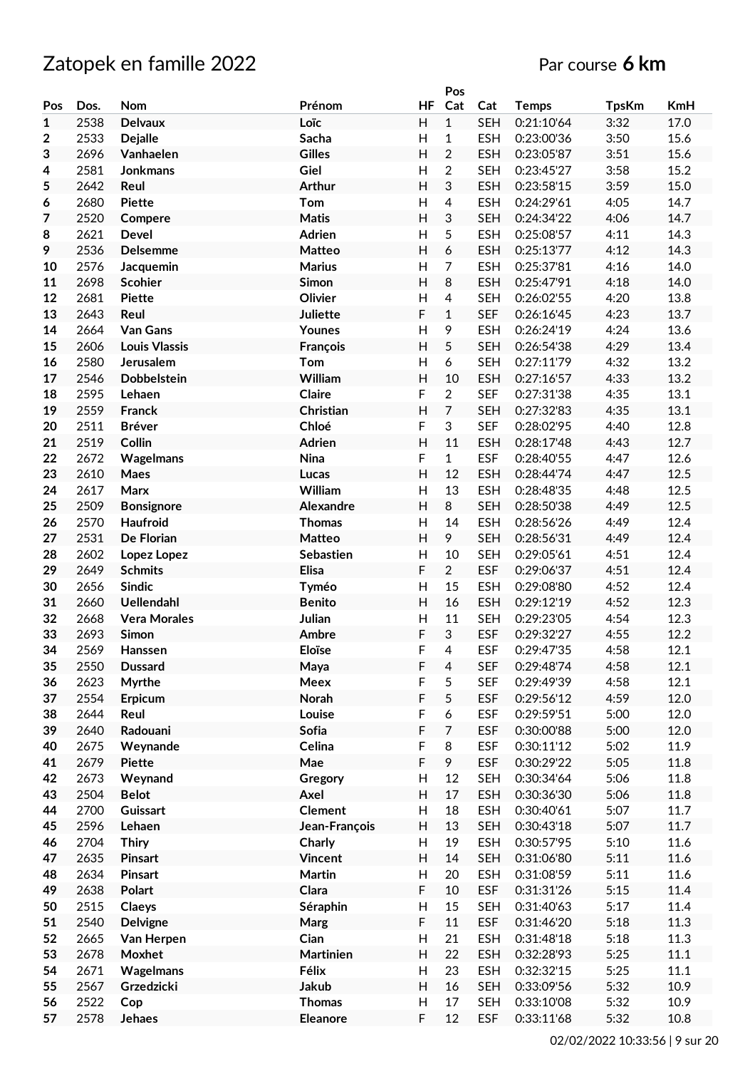# Zatopek en famille 2022

Par course **6 km**

| Pos | Dos. | Nom | Prénom | HF | Pos Cat | Cat | Temps | TpsKm | KmH |
|---|---|---|---|---|---|---|---|---|---|
| 1 | 2538 | **Delvaux** | **Loïc** | H | 1 | SEH | 0:21:10'64 | 3:32 | 17.0 |
| 2 | 2533 | **Dejalle** | **Sacha** | H | 1 | ESH | 0:23:00'36 | 3:50 | 15.6 |
| 3 | 2696 | **Vanhaelen** | **Gilles** | H | 2 | ESH | 0:23:05'87 | 3:51 | 15.6 |
| 4 | 2581 | **Jonkmans** | **Giel** | H | 2 | SEH | 0:23:45'27 | 3:58 | 15.2 |
| 5 | 2642 | **Reul** | **Arthur** | H | 3 | ESH | 0:23:58'15 | 3:59 | 15.0 |
| 6 | 2680 | **Piette** | **Tom** | H | 4 | ESH | 0:24:29'61 | 4:05 | 14.7 |
| 7 | 2520 | **Compere** | **Matis** | H | 3 | SEH | 0:24:34'22 | 4:06 | 14.7 |
| 8 | 2621 | **Devel** | **Adrien** | H | 5 | ESH | 0:25:08'57 | 4:11 | 14.3 |
| 9 | 2536 | **Delsemme** | **Matteo** | H | 6 | ESH | 0:25:13'77 | 4:12 | 14.3 |
| 10 | 2576 | **Jacquemin** | **Marius** | H | 7 | ESH | 0:25:37'81 | 4:16 | 14.0 |
| 11 | 2698 | **Scohier** | **Simon** | H | 8 | ESH | 0:25:47'91 | 4:18 | 14.0 |
| 12 | 2681 | **Piette** | **Olivier** | H | 4 | SEH | 0:26:02'55 | 4:20 | 13.8 |
| 13 | 2643 | **Reul** | **Juliette** | F | 1 | SEF | 0:26:16'45 | 4:23 | 13.7 |
| 14 | 2664 | **Van Gans** | **Younes** | H | 9 | ESH | 0:26:24'19 | 4:24 | 13.6 |
| 15 | 2606 | **Louis Vlassis** | **François** | H | 5 | SEH | 0:26:54'38 | 4:29 | 13.4 |
| 16 | 2580 | **Jerusalem** | **Tom** | H | 6 | SEH | 0:27:11'79 | 4:32 | 13.2 |
| 17 | 2546 | **Dobbelstein** | **William** | H | 10 | ESH | 0:27:16'57 | 4:33 | 13.2 |
| 18 | 2595 | **Lehaen** | **Claire** | F | 2 | SEF | 0:27:31'38 | 4:35 | 13.1 |
| 19 | 2559 | **Franck** | **Christian** | H | 7 | SEH | 0:27:32'83 | 4:35 | 13.1 |
| 20 | 2511 | **Bréver** | **Chloé** | F | 3 | SEF | 0:28:02'95 | 4:40 | 12.8 |
| 21 | 2519 | **Collin** | **Adrien** | H | 11 | ESH | 0:28:17'48 | 4:43 | 12.7 |
| 22 | 2672 | **Wagelmans** | **Nina** | F | 1 | ESF | 0:28:40'55 | 4:47 | 12.6 |
| 23 | 2610 | **Maes** | **Lucas** | H | 12 | ESH | 0:28:44'74 | 4:47 | 12.5 |
| 24 | 2617 | **Marx** | **William** | H | 13 | ESH | 0:28:48'35 | 4:48 | 12.5 |
| 25 | 2509 | **Bonsignore** | **Alexandre** | H | 8 | SEH | 0:28:50'38 | 4:49 | 12.5 |
| 26 | 2570 | **Haufroid** | **Thomas** | H | 14 | ESH | 0:28:56'26 | 4:49 | 12.4 |
| 27 | 2531 | **De Florian** | **Matteo** | H | 9 | SEH | 0:28:56'31 | 4:49 | 12.4 |
| 28 | 2602 | **Lopez Lopez** | **Sebastien** | H | 10 | SEH | 0:29:05'61 | 4:51 | 12.4 |
| 29 | 2649 | **Schmits** | **Elisa** | F | 2 | ESF | 0:29:06'37 | 4:51 | 12.4 |
| 30 | 2656 | **Sindic** | **Tyméo** | H | 15 | ESH | 0:29:08'80 | 4:52 | 12.4 |
| 31 | 2660 | **Uellendahl** | **Benito** | H | 16 | ESH | 0:29:12'19 | 4:52 | 12.3 |
| 32 | 2668 | **Vera Morales** | **Julian** | H | 11 | SEH | 0:29:23'05 | 4:54 | 12.3 |
| 33 | 2693 | **Simon** | **Ambre** | F | 3 | ESF | 0:29:32'27 | 4:55 | 12.2 |
| 34 | 2569 | **Hanssen** | **Eloïse** | F | 4 | ESF | 0:29:47'35 | 4:58 | 12.1 |
| 35 | 2550 | **Dussard** | **Maya** | F | 4 | SEF | 0:29:48'74 | 4:58 | 12.1 |
| 36 | 2623 | **Myrthe** | **Meex** | F | 5 | SEF | 0:29:49'39 | 4:58 | 12.1 |
| 37 | 2554 | **Erpicum** | **Norah** | F | 5 | ESF | 0:29:56'12 | 4:59 | 12.0 |
| 38 | 2644 | **Reul** | **Louise** | F | 6 | ESF | 0:29:59'51 | 5:00 | 12.0 |
| 39 | 2640 | **Radouani** | **Sofia** | F | 7 | ESF | 0:30:00'88 | 5:00 | 12.0 |
| 40 | 2675 | **Weynande** | **Celina** | F | 8 | ESF | 0:30:11'12 | 5:02 | 11.9 |
| 41 | 2679 | **Piette** | **Mae** | F | 9 | ESF | 0:30:29'22 | 5:05 | 11.8 |
| 42 | 2673 | **Weynand** | **Gregory** | H | 12 | SEH | 0:30:34'64 | 5:06 | 11.8 |
| 43 | 2504 | **Belot** | **Axel** | H | 17 | ESH | 0:30:36'30 | 5:06 | 11.8 |
| 44 | 2700 | **Guissart** | **Clement** | H | 18 | ESH | 0:30:40'61 | 5:07 | 11.7 |
| 45 | 2596 | **Lehaen** | **Jean-François** | H | 13 | SEH | 0:30:43'18 | 5:07 | 11.7 |
| 46 | 2704 | **Thiry** | **Charly** | H | 19 | ESH | 0:30:57'95 | 5:10 | 11.6 |
| 47 | 2635 | **Pinsart** | **Vincent** | H | 14 | SEH | 0:31:06'80 | 5:11 | 11.6 |
| 48 | 2634 | **Pinsart** | **Martin** | H | 20 | ESH | 0:31:08'59 | 5:11 | 11.6 |
| 49 | 2638 | **Polart** | **Clara** | F | 10 | ESF | 0:31:31'26 | 5:15 | 11.4 |
| 50 | 2515 | **Claeys** | **Séraphin** | H | 15 | SEH | 0:31:40'63 | 5:17 | 11.4 |
| 51 | 2540 | **Delvigne** | **Marg** | F | 11 | ESF | 0:31:46'20 | 5:18 | 11.3 |
| 52 | 2665 | **Van Herpen** | **Cian** | H | 21 | ESH | 0:31:48'18 | 5:18 | 11.3 |
| 53 | 2678 | **Moxhet** | **Martinien** | H | 22 | ESH | 0:32:28'93 | 5:25 | 11.1 |
| 54 | 2671 | **Wagelmans** | **Félix** | H | 23 | ESH | 0:32:32'15 | 5:25 | 11.1 |
| 55 | 2567 | **Grzedzicki** | **Jakub** | H | 16 | SEH | 0:33:09'56 | 5:32 | 10.9 |
| 56 | 2522 | **Cop** | **Thomas** | H | 17 | SEH | 0:33:10'08 | 5:32 | 10.9 |
| 57 | 2578 | **Jehaes** | **Eleanore** | F | 12 | ESF | 0:33:11'68 | 5:32 | 10.8 |

02/02/2022 10:33:56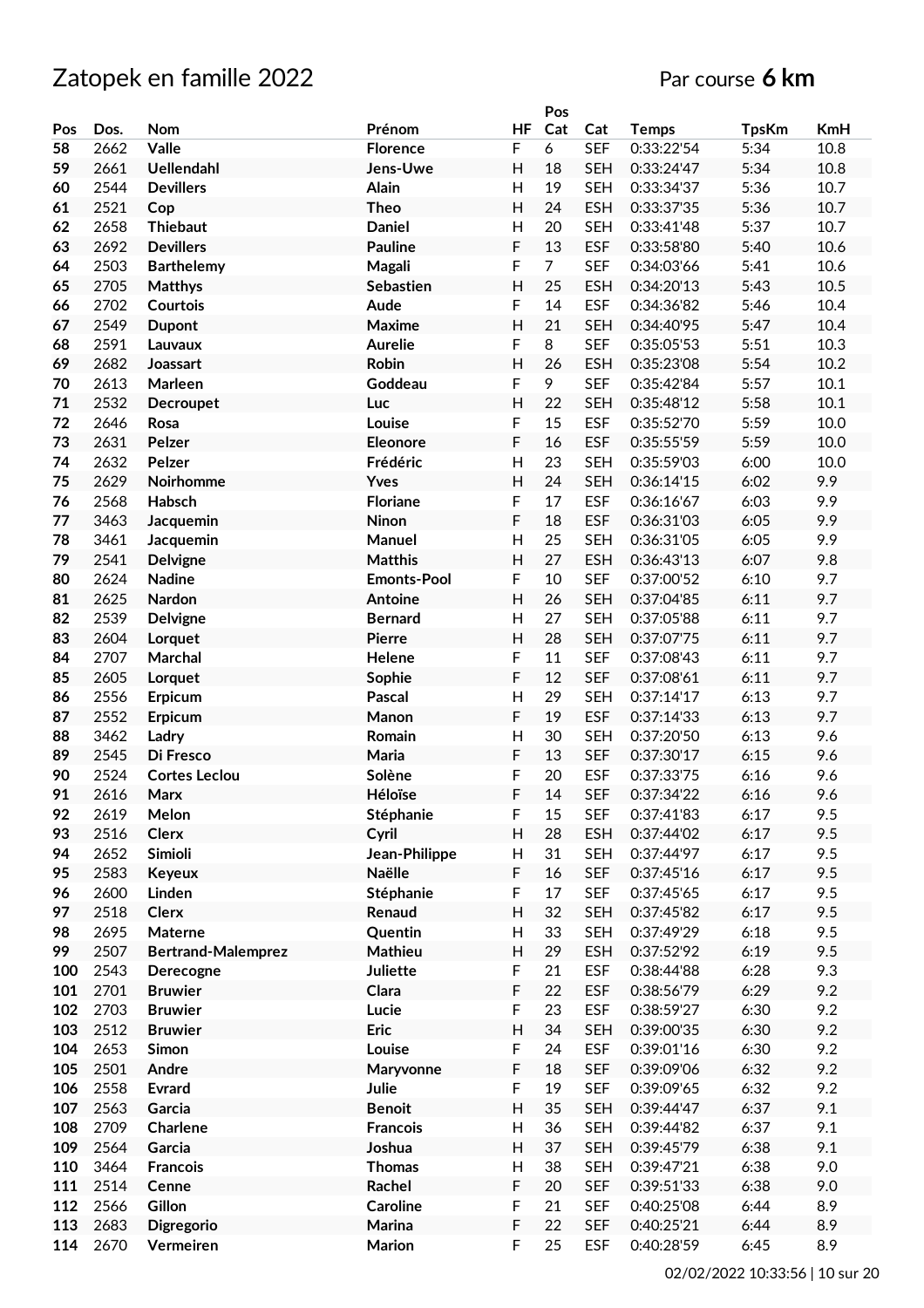# Zatopek en famille 2022

Par course **6 km**

| Pos | Dos. | Nom | Prénom | HF | Pos Cat | Cat | Temps | TpsKm | KmH |
|---|---|---|---|---|---|---|---|---|---|
| 58 | 2662 | Valle | Florence | F | 6 | SEF | 0:33:22'54 | 5:34 | 10.8 |
| 59 | 2661 | Uellendahl | Jens-Uwe | H | 18 | SEH | 0:33:24'47 | 5:34 | 10.8 |
| 60 | 2544 | Devillers | Alain | H | 19 | SEH | 0:33:34'37 | 5:36 | 10.7 |
| 61 | 2521 | Cop | Theo | H | 24 | ESH | 0:33:37'35 | 5:36 | 10.7 |
| 62 | 2658 | Thiebaut | Daniel | H | 20 | SEH | 0:33:41'48 | 5:37 | 10.7 |
| 63 | 2692 | Devillers | Pauline | F | 13 | ESF | 0:33:58'80 | 5:40 | 10.6 |
| 64 | 2503 | Barthelemy | Magali | F | 7 | SEF | 0:34:03'66 | 5:41 | 10.6 |
| 65 | 2705 | Matthys | Sebastien | H | 25 | ESH | 0:34:20'13 | 5:43 | 10.5 |
| 66 | 2702 | Courtois | Aude | F | 14 | ESF | 0:34:36'82 | 5:46 | 10.4 |
| 67 | 2549 | Dupont | Maxime | H | 21 | SEH | 0:34:40'95 | 5:47 | 10.4 |
| 68 | 2591 | Lauvaux | Aurelie | F | 8 | SEF | 0:35:05'53 | 5:51 | 10.3 |
| 69 | 2682 | Joassart | Robin | H | 26 | ESH | 0:35:23'08 | 5:54 | 10.2 |
| 70 | 2613 | Marleen | Goddeau | F | 9 | SEF | 0:35:42'84 | 5:57 | 10.1 |
| 71 | 2532 | Decroupet | Luc | H | 22 | SEH | 0:35:48'12 | 5:58 | 10.1 |
| 72 | 2646 | Rosa | Louise | F | 15 | ESF | 0:35:52'70 | 5:59 | 10.0 |
| 73 | 2631 | Pelzer | Eleonore | F | 16 | ESF | 0:35:55'59 | 5:59 | 10.0 |
| 74 | 2632 | Pelzer | Frédéric | H | 23 | SEH | 0:35:59'03 | 6:00 | 10.0 |
| 75 | 2629 | Noirhomme | Yves | H | 24 | SEH | 0:36:14'15 | 6:02 | 9.9 |
| 76 | 2568 | Habsch | Floriane | F | 17 | ESF | 0:36:16'67 | 6:03 | 9.9 |
| 77 | 3463 | Jacquemin | Ninon | F | 18 | ESF | 0:36:31'03 | 6:05 | 9.9 |
| 78 | 3461 | Jacquemin | Manuel | H | 25 | SEH | 0:36:31'05 | 6:05 | 9.9 |
| 79 | 2541 | Delvigne | Matthis | H | 27 | ESH | 0:36:43'13 | 6:07 | 9.8 |
| 80 | 2624 | Nadine | Emonts-Pool | F | 10 | SEF | 0:37:00'52 | 6:10 | 9.7 |
| 81 | 2625 | Nardon | Antoine | H | 26 | SEH | 0:37:04'85 | 6:11 | 9.7 |
| 82 | 2539 | Delvigne | Bernard | H | 27 | SEH | 0:37:05'88 | 6:11 | 9.7 |
| 83 | 2604 | Lorquet | Pierre | H | 28 | SEH | 0:37:07'75 | 6:11 | 9.7 |
| 84 | 2707 | Marchal | Helene | F | 11 | SEF | 0:37:08'43 | 6:11 | 9.7 |
| 85 | 2605 | Lorquet | Sophie | F | 12 | SEF | 0:37:08'61 | 6:11 | 9.7 |
| 86 | 2556 | Erpicum | Pascal | H | 29 | SEH | 0:37:14'17 | 6:13 | 9.7 |
| 87 | 2552 | Erpicum | Manon | F | 19 | ESF | 0:37:14'33 | 6:13 | 9.7 |
| 88 | 3462 | Ladry | Romain | H | 30 | SEH | 0:37:20'50 | 6:13 | 9.6 |
| 89 | 2545 | Di Fresco | Maria | F | 13 | SEF | 0:37:30'17 | 6:15 | 9.6 |
| 90 | 2524 | Cortes Leclou | Solène | F | 20 | ESF | 0:37:33'75 | 6:16 | 9.6 |
| 91 | 2616 | Marx | Héloïse | F | 14 | SEF | 0:37:34'22 | 6:16 | 9.6 |
| 92 | 2619 | Melon | Stéphanie | F | 15 | SEF | 0:37:41'83 | 6:17 | 9.5 |
| 93 | 2516 | Clerx | Cyril | H | 28 | ESH | 0:37:44'02 | 6:17 | 9.5 |
| 94 | 2652 | Simioli | Jean-Philippe | H | 31 | SEH | 0:37:44'97 | 6:17 | 9.5 |
| 95 | 2583 | Keyeux | Naëlle | F | 16 | SEF | 0:37:45'16 | 6:17 | 9.5 |
| 96 | 2600 | Linden | Stéphanie | F | 17 | SEF | 0:37:45'65 | 6:17 | 9.5 |
| 97 | 2518 | Clerx | Renaud | H | 32 | SEH | 0:37:45'82 | 6:17 | 9.5 |
| 98 | 2695 | Materne | Quentin | H | 33 | SEH | 0:37:49'29 | 6:18 | 9.5 |
| 99 | 2507 | Bertrand-Malemprez | Mathieu | H | 29 | ESH | 0:37:52'92 | 6:19 | 9.5 |
| 100 | 2543 | Derecogne | Juliette | F | 21 | ESF | 0:38:44'88 | 6:28 | 9.3 |
| 101 | 2701 | Bruwier | Clara | F | 22 | ESF | 0:38:56'79 | 6:29 | 9.2 |
| 102 | 2703 | Bruwier | Lucie | F | 23 | ESF | 0:38:59'27 | 6:30 | 9.2 |
| 103 | 2512 | Bruwier | Eric | H | 34 | SEH | 0:39:00'35 | 6:30 | 9.2 |
| 104 | 2653 | Simon | Louise | F | 24 | ESF | 0:39:01'16 | 6:30 | 9.2 |
| 105 | 2501 | Andre | Maryvonne | F | 18 | SEF | 0:39:09'06 | 6:32 | 9.2 |
| 106 | 2558 | Evrard | Julie | F | 19 | SEF | 0:39:09'65 | 6:32 | 9.2 |
| 107 | 2563 | Garcia | Benoit | H | 35 | SEH | 0:39:44'47 | 6:37 | 9.1 |
| 108 | 2709 | Charlene | Francois | H | 36 | SEH | 0:39:44'82 | 6:37 | 9.1 |
| 109 | 2564 | Garcia | Joshua | H | 37 | SEH | 0:39:45'79 | 6:38 | 9.1 |
| 110 | 3464 | Francois | Thomas | H | 38 | SEH | 0:39:47'21 | 6:38 | 9.0 |
| 111 | 2514 | Cenne | Rachel | F | 20 | SEF | 0:39:51'33 | 6:38 | 9.0 |
| 112 | 2566 | Gillon | Caroline | F | 21 | SEF | 0:40:25'08 | 6:44 | 8.9 |
| 113 | 2683 | Digregorio | Marina | F | 22 | SEF | 0:40:25'21 | 6:44 | 8.9 |
| 114 | 2670 | Vermeiren | Marion | F | 25 | ESF | 0:40:28'59 | 6:45 | 8.9 |

02/02/2022 10:33:56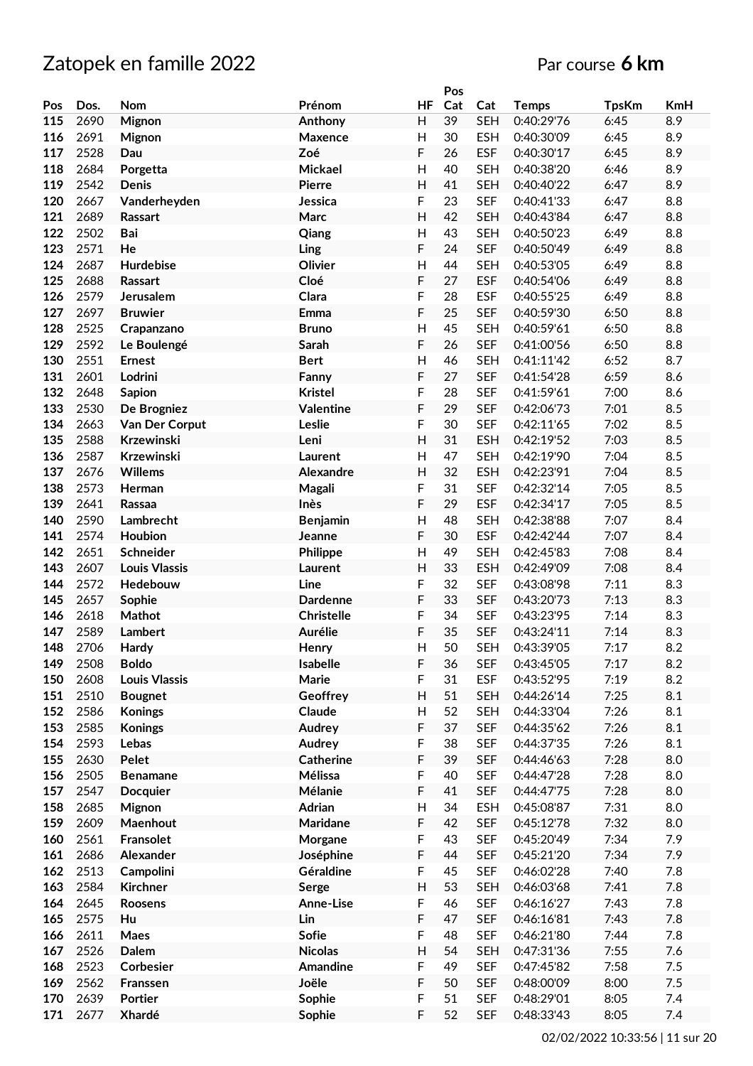# Zatopek en famille 2022

Par course **6 km**

| Pos | Dos. | Nom | Prénom | HF | Pos Cat | Cat | Temps | TpsKm | KmH |
|---|---|---|---|---|---|---|---|---|---|
| 115 | 2690 | Mignon | Anthony | H | 39 | SEH | 0:40:29'76 | 6:45 | 8.9 |
| 116 | 2691 | Mignon | Maxence | H | 30 | ESH | 0:40:30'09 | 6:45 | 8.9 |
| 117 | 2528 | Dau | Zoé | F | 26 | ESF | 0:40:30'17 | 6:45 | 8.9 |
| 118 | 2684 | Porgetta | Mickael | H | 40 | SEH | 0:40:38'20 | 6:46 | 8.9 |
| 119 | 2542 | Denis | Pierre | H | 41 | SEH | 0:40:40'22 | 6:47 | 8.9 |
| 120 | 2667 | Vanderheyden | Jessica | F | 23 | SEF | 0:40:41'33 | 6:47 | 8.8 |
| 121 | 2689 | Rassart | Marc | H | 42 | SEH | 0:40:43'84 | 6:47 | 8.8 |
| 122 | 2502 | Bai | Qiang | H | 43 | SEH | 0:40:50'23 | 6:49 | 8.8 |
| 123 | 2571 | He | Ling | F | 24 | SEF | 0:40:50'49 | 6:49 | 8.8 |
| 124 | 2687 | Hurdebise | Olivier | H | 44 | SEH | 0:40:53'05 | 6:49 | 8.8 |
| 125 | 2688 | Rassart | Cloé | F | 27 | ESF | 0:40:54'06 | 6:49 | 8.8 |
| 126 | 2579 | Jerusalem | Clara | F | 28 | ESF | 0:40:55'25 | 6:49 | 8.8 |
| 127 | 2697 | Bruwier | Emma | F | 25 | SEF | 0:40:59'30 | 6:50 | 8.8 |
| 128 | 2525 | Crapanzano | Bruno | H | 45 | SEH | 0:40:59'61 | 6:50 | 8.8 |
| 129 | 2592 | Le Boulengé | Sarah | F | 26 | SEF | 0:41:00'56 | 6:50 | 8.8 |
| 130 | 2551 | Ernest | Bert | H | 46 | SEH | 0:41:11'42 | 6:52 | 8.7 |
| 131 | 2601 | Lodrini | Fanny | F | 27 | SEF | 0:41:54'28 | 6:59 | 8.6 |
| 132 | 2648 | Sapion | Kristel | F | 28 | SEF | 0:41:59'61 | 7:00 | 8.6 |
| 133 | 2530 | De Brogniez | Valentine | F | 29 | SEF | 0:42:06'73 | 7:01 | 8.5 |
| 134 | 2663 | Van Der Corput | Leslie | F | 30 | SEF | 0:42:11'65 | 7:02 | 8.5 |
| 135 | 2588 | Krzewinski | Leni | H | 31 | ESH | 0:42:19'52 | 7:03 | 8.5 |
| 136 | 2587 | Krzewinski | Laurent | H | 47 | SEH | 0:42:19'90 | 7:04 | 8.5 |
| 137 | 2676 | Willems | Alexandre | H | 32 | ESH | 0:42:23'91 | 7:04 | 8.5 |
| 138 | 2573 | Herman | Magali | F | 31 | SEF | 0:42:32'14 | 7:05 | 8.5 |
| 139 | 2641 | Rassaa | Inès | F | 29 | ESF | 0:42:34'17 | 7:05 | 8.5 |
| 140 | 2590 | Lambrecht | Benjamin | H | 48 | SEH | 0:42:38'88 | 7:07 | 8.4 |
| 141 | 2574 | Houbion | Jeanne | F | 30 | ESF | 0:42:42'44 | 7:07 | 8.4 |
| 142 | 2651 | Schneider | Philippe | H | 49 | SEH | 0:42:45'83 | 7:08 | 8.4 |
| 143 | 2607 | Louis Vlassis | Laurent | H | 33 | ESH | 0:42:49'09 | 7:08 | 8.4 |
| 144 | 2572 | Hedebouw | Line | F | 32 | SEF | 0:43:08'98 | 7:11 | 8.3 |
| 145 | 2657 | Sophie | Dardenne | F | 33 | SEF | 0:43:20'73 | 7:13 | 8.3 |
| 146 | 2618 | Mathot | Christelle | F | 34 | SEF | 0:43:23'95 | 7:14 | 8.3 |
| 147 | 2589 | Lambert | Aurélie | F | 35 | SEF | 0:43:24'11 | 7:14 | 8.3 |
| 148 | 2706 | Hardy | Henry | H | 50 | SEH | 0:43:39'05 | 7:17 | 8.2 |
| 149 | 2508 | Boldo | Isabelle | F | 36 | SEF | 0:43:45'05 | 7:17 | 8.2 |
| 150 | 2608 | Louis Vlassis | Marie | F | 31 | ESF | 0:43:52'95 | 7:19 | 8.2 |
| 151 | 2510 | Bougnet | Geoffrey | H | 51 | SEH | 0:44:26'14 | 7:25 | 8.1 |
| 152 | 2586 | Konings | Claude | H | 52 | SEH | 0:44:33'04 | 7:26 | 8.1 |
| 153 | 2585 | Konings | Audrey | F | 37 | SEF | 0:44:35'62 | 7:26 | 8.1 |
| 154 | 2593 | Lebas | Audrey | F | 38 | SEF | 0:44:37'35 | 7:26 | 8.1 |
| 155 | 2630 | Pelet | Catherine | F | 39 | SEF | 0:44:46'63 | 7:28 | 8.0 |
| 156 | 2505 | Benamane | Mélissa | F | 40 | SEF | 0:44:47'28 | 7:28 | 8.0 |
| 157 | 2547 | Docquier | Mélanie | F | 41 | SEF | 0:44:47'75 | 7:28 | 8.0 |
| 158 | 2685 | Mignon | Adrian | H | 34 | ESH | 0:45:08'87 | 7:31 | 8.0 |
| 159 | 2609 | Maenhout | Maridane | F | 42 | SEF | 0:45:12'78 | 7:32 | 8.0 |
| 160 | 2561 | Fransolet | Morgane | F | 43 | SEF | 0:45:20'49 | 7:34 | 7.9 |
| 161 | 2686 | Alexander | Joséphine | F | 44 | SEF | 0:45:21'20 | 7:34 | 7.9 |
| 162 | 2513 | Campolini | Géraldine | F | 45 | SEF | 0:46:02'28 | 7:40 | 7.8 |
| 163 | 2584 | Kirchner | Serge | H | 53 | SEH | 0:46:03'68 | 7:41 | 7.8 |
| 164 | 2645 | Roosens | Anne-Lise | F | 46 | SEF | 0:46:16'27 | 7:43 | 7.8 |
| 165 | 2575 | Hu | Lin | F | 47 | SEF | 0:46:16'81 | 7:43 | 7.8 |
| 166 | 2611 | Maes | Sofie | F | 48 | SEF | 0:46:21'80 | 7:44 | 7.8 |
| 167 | 2526 | Dalem | Nicolas | H | 54 | SEH | 0:47:31'36 | 7:55 | 7.6 |
| 168 | 2523 | Corbesier | Amandine | F | 49 | SEF | 0:47:45'82 | 7:58 | 7.5 |
| 169 | 2562 | Franssen | Joële | F | 50 | SEF | 0:48:00'09 | 8:00 | 7.5 |
| 170 | 2639 | Portier | Sophie | F | 51 | SEF | 0:48:29'01 | 8:05 | 7.4 |
| 171 | 2677 | Xhardé | Sophie | F | 52 | SEF | 0:48:33'43 | 8:05 | 7.4 |

02/02/2022 10:33:56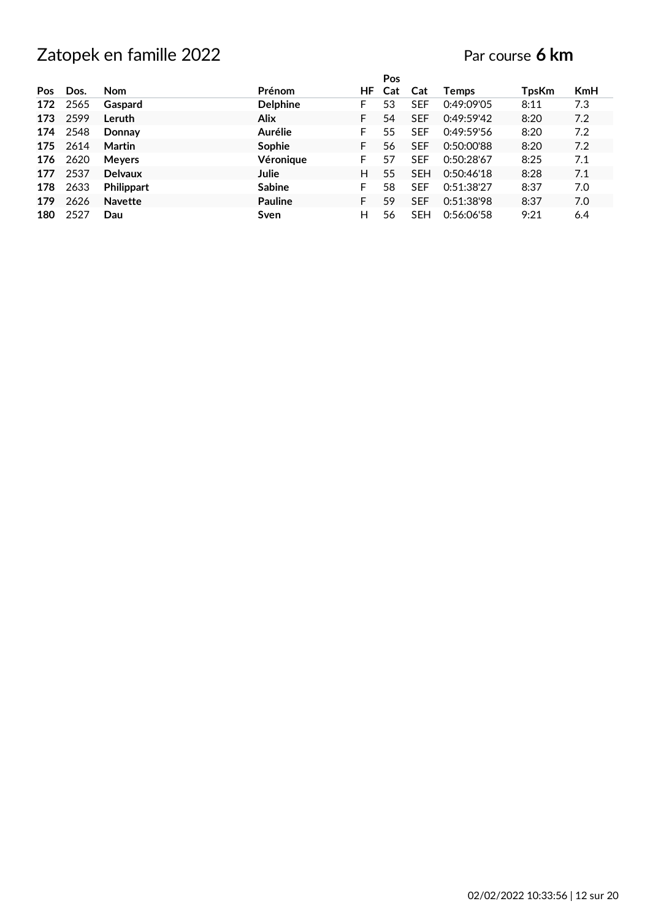# Zatopek en famille 2022

Par course **6 km**

| Pos | Dos. | Nom | Prénom | HF | Pos Cat | Cat | Temps | TpsKm | KmH |
|---|---|---|---|---|---|---|---|---|---|
| **172** | 2565 | **Gaspard** | **Delphine** | F | 53 | SEF | 0:49:09'05 | 8:11 | 7.3 |
| **173** | 2599 | **Leruth** | **Alix** | F | 54 | SEF | 0:49:59'42 | 8:20 | 7.2 |
| **174** | 2548 | **Donnay** | **Aurélie** | F | 55 | SEF | 0:49:59'56 | 8:20 | 7.2 |
| **175** | 2614 | **Martin** | **Sophie** | F | 56 | SEF | 0:50:00'88 | 8:20 | 7.2 |
| **176** | 2620 | **Meyers** | **Véronique** | F | 57 | SEF | 0:50:28'67 | 8:25 | 7.1 |
| **177** | 2537 | **Delvaux** | **Julie** | H | 55 | SEH | 0:50:46'18 | 8:28 | 7.1 |
| **178** | 2633 | **Philippart** | **Sabine** | F | 58 | SEF | 0:51:38'27 | 8:37 | 7.0 |
| **179** | 2626 | **Navette** | **Pauline** | F | 59 | SEF | 0:51:38'98 | 8:37 | 7.0 |
| **180** | 2527 | **Dau** | **Sven** | H | 56 | SEH | 0:56:06'58 | 9:21 | 6.4 |

02/02/2022 10:33:56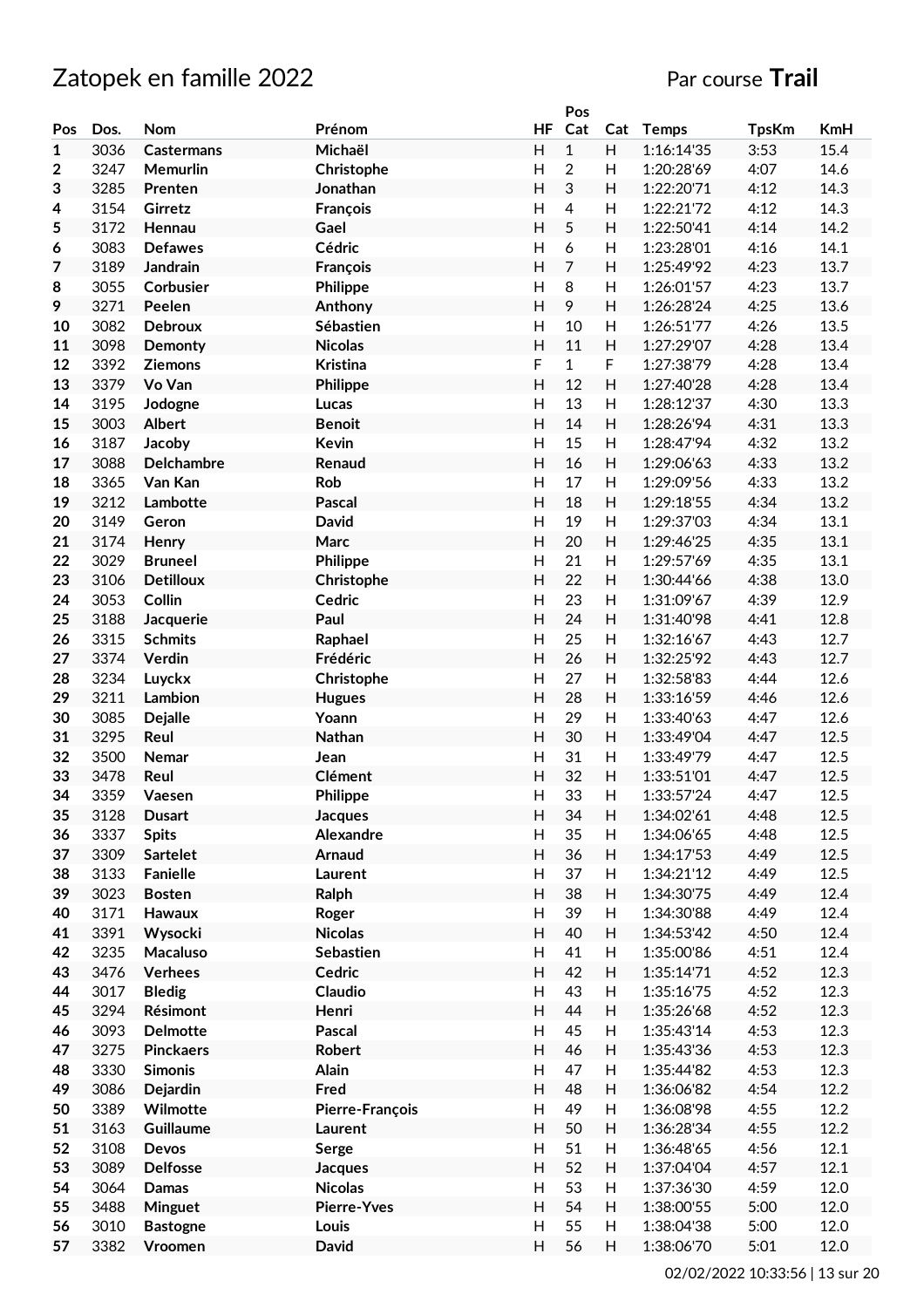# Zatopek en famille 2022

Par course **Trail**

| Pos | Dos. | Nom | Prénom | HF | Pos Cat | Cat | Temps | TpsKm | KmH |
|---|---|---|---|---|---|---|---|---|---|
| 1 | 3036 | **Castermans** | **Michaël** | H | 1 | H | 1:16:14'35 | 3:53 | 15.4 |
| 2 | 3247 | **Memurlin** | **Christophe** | H | 2 | H | 1:20:28'69 | 4:07 | 14.6 |
| 3 | 3285 | **Prenten** | **Jonathan** | H | 3 | H | 1:22:20'71 | 4:12 | 14.3 |
| 4 | 3154 | **Girretz** | **François** | H | 4 | H | 1:22:21'72 | 4:12 | 14.3 |
| 5 | 3172 | **Hennau** | **Gael** | H | 5 | H | 1:22:50'41 | 4:14 | 14.2 |
| 6 | 3083 | **Defawes** | **Cédric** | H | 6 | H | 1:23:28'01 | 4:16 | 14.1 |
| 7 | 3189 | **Jandrain** | **François** | H | 7 | H | 1:25:49'92 | 4:23 | 13.7 |
| 8 | 3055 | **Corbusier** | **Philippe** | H | 8 | H | 1:26:01'57 | 4:23 | 13.7 |
| 9 | 3271 | **Peelen** | **Anthony** | H | 9 | H | 1:26:28'24 | 4:25 | 13.6 |
| 10 | 3082 | **Debroux** | **Sébastien** | H | 10 | H | 1:26:51'77 | 4:26 | 13.5 |
| 11 | 3098 | **Demonty** | **Nicolas** | H | 11 | H | 1:27:29'07 | 4:28 | 13.4 |
| 12 | 3392 | **Ziemons** | **Kristina** | F | 1 | F | 1:27:38'79 | 4:28 | 13.4 |
| 13 | 3379 | **Vo Van** | **Philippe** | H | 12 | H | 1:27:40'28 | 4:28 | 13.4 |
| 14 | 3195 | **Jodogne** | **Lucas** | H | 13 | H | 1:28:12'37 | 4:30 | 13.3 |
| 15 | 3003 | **Albert** | **Benoit** | H | 14 | H | 1:28:26'94 | 4:31 | 13.3 |
| 16 | 3187 | **Jacoby** | **Kevin** | H | 15 | H | 1:28:47'94 | 4:32 | 13.2 |
| 17 | 3088 | **Delchambre** | **Renaud** | H | 16 | H | 1:29:06'63 | 4:33 | 13.2 |
| 18 | 3365 | **Van Kan** | **Rob** | H | 17 | H | 1:29:09'56 | 4:33 | 13.2 |
| 19 | 3212 | **Lambotte** | **Pascal** | H | 18 | H | 1:29:18'55 | 4:34 | 13.2 |
| 20 | 3149 | **Geron** | **David** | H | 19 | H | 1:29:37'03 | 4:34 | 13.1 |
| 21 | 3174 | **Henry** | **Marc** | H | 20 | H | 1:29:46'25 | 4:35 | 13.1 |
| 22 | 3029 | **Bruneel** | **Philippe** | H | 21 | H | 1:29:57'69 | 4:35 | 13.1 |
| 23 | 3106 | **Detilloux** | **Christophe** | H | 22 | H | 1:30:44'66 | 4:38 | 13.0 |
| 24 | 3053 | **Collin** | **Cedric** | H | 23 | H | 1:31:09'67 | 4:39 | 12.9 |
| 25 | 3188 | **Jacquerie** | **Paul** | H | 24 | H | 1:31:40'98 | 4:41 | 12.8 |
| 26 | 3315 | **Schmits** | **Raphael** | H | 25 | H | 1:32:16'67 | 4:43 | 12.7 |
| 27 | 3374 | **Verdin** | **Frédéric** | H | 26 | H | 1:32:25'92 | 4:43 | 12.7 |
| 28 | 3234 | **Luyckx** | **Christophe** | H | 27 | H | 1:32:58'83 | 4:44 | 12.6 |
| 29 | 3211 | **Lambion** | **Hugues** | H | 28 | H | 1:33:16'59 | 4:46 | 12.6 |
| 30 | 3085 | **Dejalle** | **Yoann** | H | 29 | H | 1:33:40'63 | 4:47 | 12.6 |
| 31 | 3295 | **Reul** | **Nathan** | H | 30 | H | 1:33:49'04 | 4:47 | 12.5 |
| 32 | 3500 | **Nemar** | **Jean** | H | 31 | H | 1:33:49'79 | 4:47 | 12.5 |
| 33 | 3478 | **Reul** | **Clément** | H | 32 | H | 1:33:51'01 | 4:47 | 12.5 |
| 34 | 3359 | **Vaesen** | **Philippe** | H | 33 | H | 1:33:57'24 | 4:47 | 12.5 |
| 35 | 3128 | **Dusart** | **Jacques** | H | 34 | H | 1:34:02'61 | 4:48 | 12.5 |
| 36 | 3337 | **Spits** | **Alexandre** | H | 35 | H | 1:34:06'65 | 4:48 | 12.5 |
| 37 | 3309 | **Sartelet** | **Arnaud** | H | 36 | H | 1:34:17'53 | 4:49 | 12.5 |
| 38 | 3133 | **Fanielle** | **Laurent** | H | 37 | H | 1:34:21'12 | 4:49 | 12.5 |
| 39 | 3023 | **Bosten** | **Ralph** | H | 38 | H | 1:34:30'75 | 4:49 | 12.4 |
| 40 | 3171 | **Hawaux** | **Roger** | H | 39 | H | 1:34:30'88 | 4:49 | 12.4 |
| 41 | 3391 | **Wysocki** | **Nicolas** | H | 40 | H | 1:34:53'42 | 4:50 | 12.4 |
| 42 | 3235 | **Macaluso** | **Sebastien** | H | 41 | H | 1:35:00'86 | 4:51 | 12.4 |
| 43 | 3476 | **Verhees** | **Cedric** | H | 42 | H | 1:35:14'71 | 4:52 | 12.3 |
| 44 | 3017 | **Bledig** | **Claudio** | H | 43 | H | 1:35:16'75 | 4:52 | 12.3 |
| 45 | 3294 | **Résimont** | **Henri** | H | 44 | H | 1:35:26'68 | 4:52 | 12.3 |
| 46 | 3093 | **Delmotte** | **Pascal** | H | 45 | H | 1:35:43'14 | 4:53 | 12.3 |
| 47 | 3275 | **Pinckaers** | **Robert** | H | 46 | H | 1:35:43'36 | 4:53 | 12.3 |
| 48 | 3330 | **Simonis** | **Alain** | H | 47 | H | 1:35:44'82 | 4:53 | 12.3 |
| 49 | 3086 | **Dejardin** | **Fred** | H | 48 | H | 1:36:06'82 | 4:54 | 12.2 |
| 50 | 3389 | **Wilmotte** | **Pierre-François** | H | 49 | H | 1:36:08'98 | 4:55 | 12.2 |
| 51 | 3163 | **Guillaume** | **Laurent** | H | 50 | H | 1:36:28'34 | 4:55 | 12.2 |
| 52 | 3108 | **Devos** | **Serge** | H | 51 | H | 1:36:48'65 | 4:56 | 12.1 |
| 53 | 3089 | **Delfosse** | **Jacques** | H | 52 | H | 1:37:04'04 | 4:57 | 12.1 |
| 54 | 3064 | **Damas** | **Nicolas** | H | 53 | H | 1:37:36'30 | 4:59 | 12.0 |
| 55 | 3488 | **Minguet** | **Pierre-Yves** | H | 54 | H | 1:38:00'55 | 5:00 | 12.0 |
| 56 | 3010 | **Bastogne** | **Louis** | H | 55 | H | 1:38:04'38 | 5:00 | 12.0 |
| 57 | 3382 | **Vroomen** | **David** | H | 56 | H | 1:38:06'70 | 5:01 | 12.0 |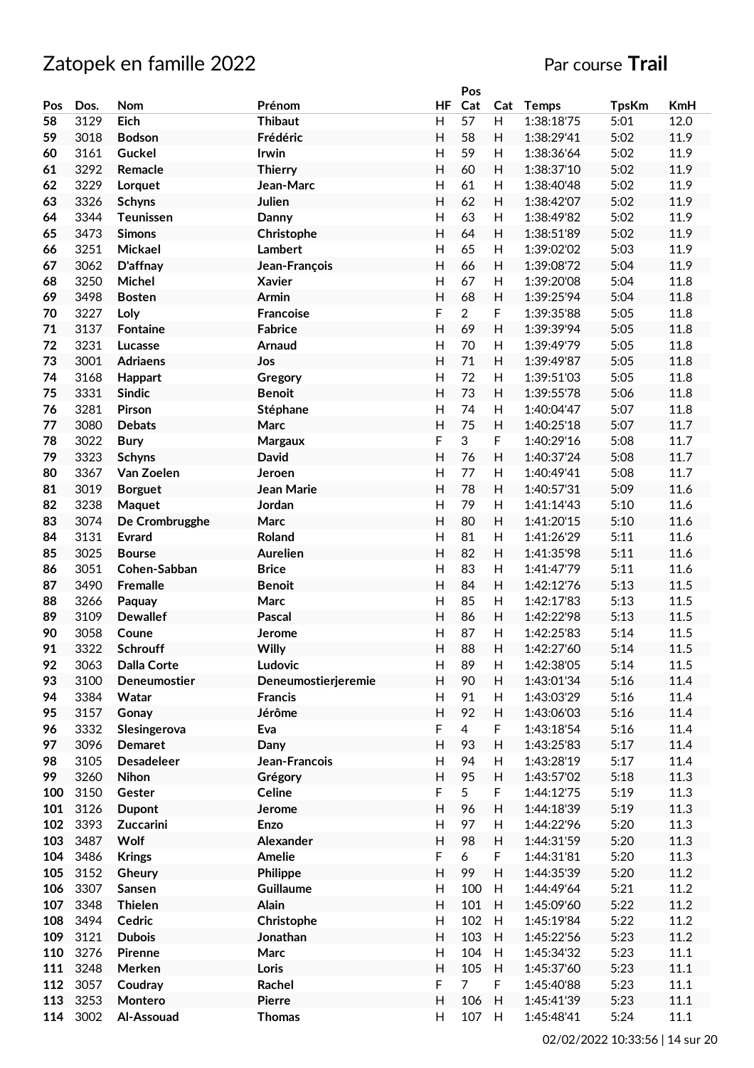# Zatopek en famille 2022

Par course **Trail**

| Pos | Dos. | Nom | Prénom | HF | Pos Cat | Cat | Temps | TpsKm | KmH |
|---|---|---|---|---|---|---|---|---|---|
| 58 | 3129 | Eich | Thibaut | H | 57 | H | 1:38:18'75 | 5:01 | 12.0 |
| 59 | 3018 | Bodson | Frédéric | H | 58 | H | 1:38:29'41 | 5:02 | 11.9 |
| 60 | 3161 | Guckel | Irwin | H | 59 | H | 1:38:36'64 | 5:02 | 11.9 |
| 61 | 3292 | Remacle | Thierry | H | 60 | H | 1:38:37'10 | 5:02 | 11.9 |
| 62 | 3229 | Lorquet | Jean-Marc | H | 61 | H | 1:38:40'48 | 5:02 | 11.9 |
| 63 | 3326 | Schyns | Julien | H | 62 | H | 1:38:42'07 | 5:02 | 11.9 |
| 64 | 3344 | Teunissen | Danny | H | 63 | H | 1:38:49'82 | 5:02 | 11.9 |
| 65 | 3473 | Simons | Christophe | H | 64 | H | 1:38:51'89 | 5:02 | 11.9 |
| 66 | 3251 | Mickael | Lambert | H | 65 | H | 1:39:02'02 | 5:03 | 11.9 |
| 67 | 3062 | D'affnay | Jean-François | H | 66 | H | 1:39:08'72 | 5:04 | 11.9 |
| 68 | 3250 | Michel | Xavier | H | 67 | H | 1:39:20'08 | 5:04 | 11.8 |
| 69 | 3498 | Bosten | Armin | H | 68 | H | 1:39:25'94 | 5:04 | 11.8 |
| 70 | 3227 | Loly | Francoise | F | 2 | F | 1:39:35'88 | 5:05 | 11.8 |
| 71 | 3137 | Fontaine | Fabrice | H | 69 | H | 1:39:39'94 | 5:05 | 11.8 |
| 72 | 3231 | Lucasse | Arnaud | H | 70 | H | 1:39:49'79 | 5:05 | 11.8 |
| 73 | 3001 | Adriaens | Jos | H | 71 | H | 1:39:49'87 | 5:05 | 11.8 |
| 74 | 3168 | Happart | Gregory | H | 72 | H | 1:39:51'03 | 5:05 | 11.8 |
| 75 | 3331 | Sindic | Benoit | H | 73 | H | 1:39:55'78 | 5:06 | 11.8 |
| 76 | 3281 | Pirson | Stéphane | H | 74 | H | 1:40:04'47 | 5:07 | 11.8 |
| 77 | 3080 | Debats | Marc | H | 75 | H | 1:40:25'18 | 5:07 | 11.7 |
| 78 | 3022 | Bury | Margaux | F | 3 | F | 1:40:29'16 | 5:08 | 11.7 |
| 79 | 3323 | Schyns | David | H | 76 | H | 1:40:37'24 | 5:08 | 11.7 |
| 80 | 3367 | Van Zoelen | Jeroen | H | 77 | H | 1:40:49'41 | 5:08 | 11.7 |
| 81 | 3019 | Borguet | Jean Marie | H | 78 | H | 1:40:57'31 | 5:09 | 11.6 |
| 82 | 3238 | Maquet | Jordan | H | 79 | H | 1:41:14'43 | 5:10 | 11.6 |
| 83 | 3074 | De Crombrugghe | Marc | H | 80 | H | 1:41:20'15 | 5:10 | 11.6 |
| 84 | 3131 | Evrard | Roland | H | 81 | H | 1:41:26'29 | 5:11 | 11.6 |
| 85 | 3025 | Bourse | Aurelien | H | 82 | H | 1:41:35'98 | 5:11 | 11.6 |
| 86 | 3051 | Cohen-Sabban | Brice | H | 83 | H | 1:41:47'79 | 5:11 | 11.6 |
| 87 | 3490 | Fremalle | Benoit | H | 84 | H | 1:42:12'76 | 5:13 | 11.5 |
| 88 | 3266 | Paquay | Marc | H | 85 | H | 1:42:17'83 | 5:13 | 11.5 |
| 89 | 3109 | Dewallef | Pascal | H | 86 | H | 1:42:22'98 | 5:13 | 11.5 |
| 90 | 3058 | Coune | Jerome | H | 87 | H | 1:42:25'83 | 5:14 | 11.5 |
| 91 | 3322 | Schrouff | Willy | H | 88 | H | 1:42:27'60 | 5:14 | 11.5 |
| 92 | 3063 | Dalla Corte | Ludovic | H | 89 | H | 1:42:38'05 | 5:14 | 11.5 |
| 93 | 3100 | Deneumostier | Deneumostierjeremie | H | 90 | H | 1:43:01'34 | 5:16 | 11.4 |
| 94 | 3384 | Watar | Francis | H | 91 | H | 1:43:03'29 | 5:16 | 11.4 |
| 95 | 3157 | Gonay | Jérôme | H | 92 | H | 1:43:06'03 | 5:16 | 11.4 |
| 96 | 3332 | Slesingerova | Eva | F | 4 | F | 1:43:18'54 | 5:16 | 11.4 |
| 97 | 3096 | Demaret | Dany | H | 93 | H | 1:43:25'83 | 5:17 | 11.4 |
| 98 | 3105 | Desadeleer | Jean-Francois | H | 94 | H | 1:43:28'19 | 5:17 | 11.4 |
| 99 | 3260 | Nihon | Grégory | H | 95 | H | 1:43:57'02 | 5:18 | 11.3 |
| 100 | 3150 | Gester | Celine | F | 5 | F | 1:44:12'75 | 5:19 | 11.3 |
| 101 | 3126 | Dupont | Jerome | H | 96 | H | 1:44:18'39 | 5:19 | 11.3 |
| 102 | 3393 | Zuccarini | Enzo | H | 97 | H | 1:44:22'96 | 5:20 | 11.3 |
| 103 | 3487 | Wolf | Alexander | H | 98 | H | 1:44:31'59 | 5:20 | 11.3 |
| 104 | 3486 | Krings | Amelie | F | 6 | F | 1:44:31'81 | 5:20 | 11.3 |
| 105 | 3152 | Gheury | Philippe | H | 99 | H | 1:44:35'39 | 5:20 | 11.2 |
| 106 | 3307 | Sansen | Guillaume | H | 100 | H | 1:44:49'64 | 5:21 | 11.2 |
| 107 | 3348 | Thielen | Alain | H | 101 | H | 1:45:09'60 | 5:22 | 11.2 |
| 108 | 3494 | Cedric | Christophe | H | 102 | H | 1:45:19'84 | 5:22 | 11.2 |
| 109 | 3121 | Dubois | Jonathan | H | 103 | H | 1:45:22'56 | 5:23 | 11.2 |
| 110 | 3276 | Pirenne | Marc | H | 104 | H | 1:45:34'32 | 5:23 | 11.1 |
| 111 | 3248 | Merken | Loris | H | 105 | H | 1:45:37'60 | 5:23 | 11.1 |
| 112 | 3057 | Coudray | Rachel | F | 7 | F | 1:45:40'88 | 5:23 | 11.1 |
| 113 | 3253 | Montero | Pierre | H | 106 | H | 1:45:41'39 | 5:23 | 11.1 |
| 114 | 3002 | Al-Assouad | Thomas | H | 107 | H | 1:45:48'41 | 5:24 | 11.1 |

02/02/2022 10:33:56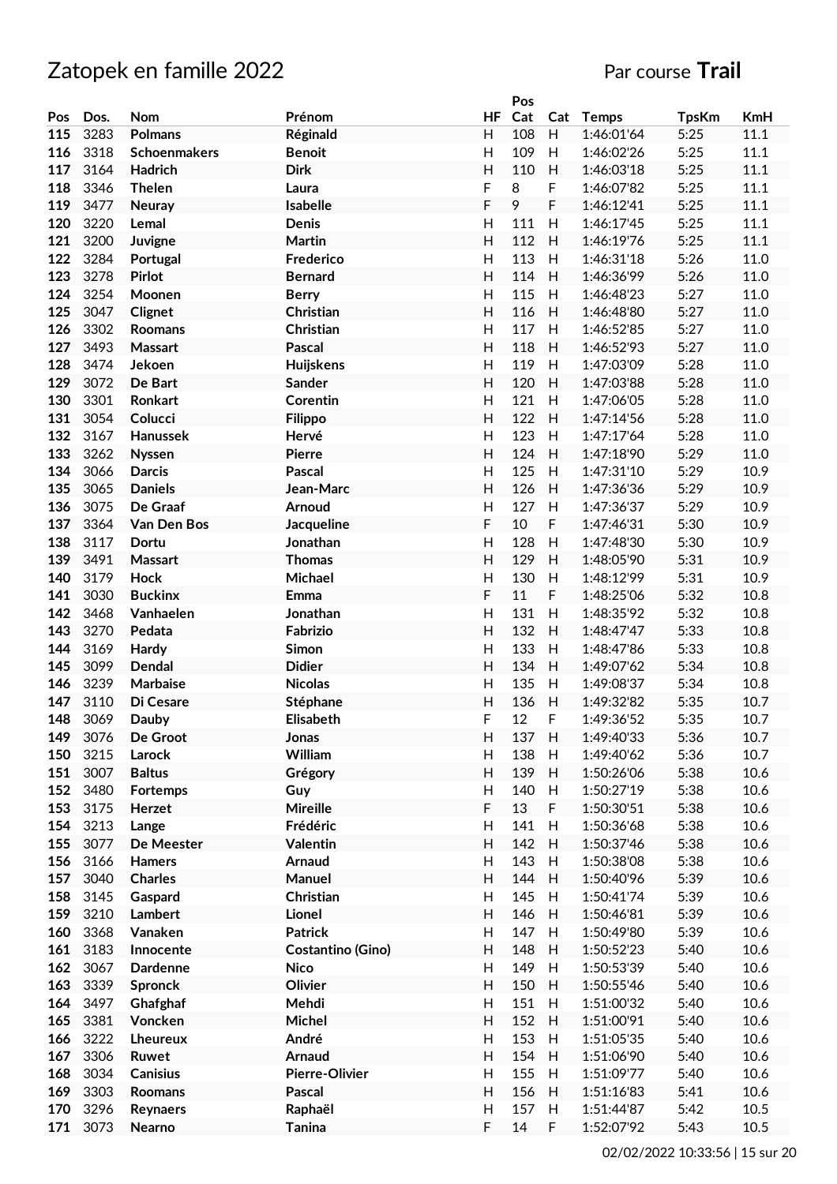# Zatopek en famille 2022

Par course **Trail**

| Pos | Dos. | Nom | Prénom | HF | Pos Cat | Cat | Temps | TpsKm | KmH |
|---|---|---|---|---|---|---|---|---|---|
| 115 | 3283 | Polmans | Réginald | H | 108 | H | 1:46:01'64 | 5:25 | 11.1 |
| 116 | 3318 | Schoenmakers | Benoit | H | 109 | H | 1:46:02'26 | 5:25 | 11.1 |
| 117 | 3164 | Hadrich | Dirk | H | 110 | H | 1:46:03'18 | 5:25 | 11.1 |
| 118 | 3346 | Thelen | Laura | F | 8 | F | 1:46:07'82 | 5:25 | 11.1 |
| 119 | 3477 | Neuray | Isabelle | F | 9 | F | 1:46:12'41 | 5:25 | 11.1 |
| 120 | 3220 | Lemal | Denis | H | 111 | H | 1:46:17'45 | 5:25 | 11.1 |
| 121 | 3200 | Juvigne | Martin | H | 112 | H | 1:46:19'76 | 5:25 | 11.1 |
| 122 | 3284 | Portugal | Frederico | H | 113 | H | 1:46:31'18 | 5:26 | 11.0 |
| 123 | 3278 | Pirlot | Bernard | H | 114 | H | 1:46:36'99 | 5:26 | 11.0 |
| 124 | 3254 | Moonen | Berry | H | 115 | H | 1:46:48'23 | 5:27 | 11.0 |
| 125 | 3047 | Clignet | Christian | H | 116 | H | 1:46:48'80 | 5:27 | 11.0 |
| 126 | 3302 | Roomans | Christian | H | 117 | H | 1:46:52'85 | 5:27 | 11.0 |
| 127 | 3493 | Massart | Pascal | H | 118 | H | 1:46:52'93 | 5:27 | 11.0 |
| 128 | 3474 | Jekoen | Huijskens | H | 119 | H | 1:47:03'09 | 5:28 | 11.0 |
| 129 | 3072 | De Bart | Sander | H | 120 | H | 1:47:03'88 | 5:28 | 11.0 |
| 130 | 3301 | Ronkart | Corentin | H | 121 | H | 1:47:06'05 | 5:28 | 11.0 |
| 131 | 3054 | Colucci | Filippo | H | 122 | H | 1:47:14'56 | 5:28 | 11.0 |
| 132 | 3167 | Hanussek | Hervé | H | 123 | H | 1:47:17'64 | 5:28 | 11.0 |
| 133 | 3262 | Nyssen | Pierre | H | 124 | H | 1:47:18'90 | 5:29 | 11.0 |
| 134 | 3066 | Darcis | Pascal | H | 125 | H | 1:47:31'10 | 5:29 | 10.9 |
| 135 | 3065 | Daniels | Jean-Marc | H | 126 | H | 1:47:36'36 | 5:29 | 10.9 |
| 136 | 3075 | De Graaf | Arnoud | H | 127 | H | 1:47:36'37 | 5:29 | 10.9 |
| 137 | 3364 | Van Den Bos | Jacqueline | F | 10 | F | 1:47:46'31 | 5:30 | 10.9 |
| 138 | 3117 | Dortu | Jonathan | H | 128 | H | 1:47:48'30 | 5:30 | 10.9 |
| 139 | 3491 | Massart | Thomas | H | 129 | H | 1:48:05'90 | 5:31 | 10.9 |
| 140 | 3179 | Hock | Michael | H | 130 | H | 1:48:12'99 | 5:31 | 10.9 |
| 141 | 3030 | Buckinx | Emma | F | 11 | F | 1:48:25'06 | 5:32 | 10.8 |
| 142 | 3468 | Vanhaelen | Jonathan | H | 131 | H | 1:48:35'92 | 5:32 | 10.8 |
| 143 | 3270 | Pedata | Fabrizio | H | 132 | H | 1:48:47'47 | 5:33 | 10.8 |
| 144 | 3169 | Hardy | Simon | H | 133 | H | 1:48:47'86 | 5:33 | 10.8 |
| 145 | 3099 | Dendal | Didier | H | 134 | H | 1:49:07'62 | 5:34 | 10.8 |
| 146 | 3239 | Marbaise | Nicolas | H | 135 | H | 1:49:08'37 | 5:34 | 10.8 |
| 147 | 3110 | Di Cesare | Stéphane | H | 136 | H | 1:49:32'82 | 5:35 | 10.7 |
| 148 | 3069 | Dauby | Elisabeth | F | 12 | F | 1:49:36'52 | 5:35 | 10.7 |
| 149 | 3076 | De Groot | Jonas | H | 137 | H | 1:49:40'33 | 5:36 | 10.7 |
| 150 | 3215 | Larock | William | H | 138 | H | 1:49:40'62 | 5:36 | 10.7 |
| 151 | 3007 | Baltus | Grégory | H | 139 | H | 1:50:26'06 | 5:38 | 10.6 |
| 152 | 3480 | Fortemps | Guy | H | 140 | H | 1:50:27'19 | 5:38 | 10.6 |
| 153 | 3175 | Herzet | Mireille | F | 13 | F | 1:50:30'51 | 5:38 | 10.6 |
| 154 | 3213 | Lange | Frédéric | H | 141 | H | 1:50:36'68 | 5:38 | 10.6 |
| 155 | 3077 | De Meester | Valentin | H | 142 | H | 1:50:37'46 | 5:38 | 10.6 |
| 156 | 3166 | Hamers | Arnaud | H | 143 | H | 1:50:38'08 | 5:38 | 10.6 |
| 157 | 3040 | Charles | Manuel | H | 144 | H | 1:50:40'96 | 5:39 | 10.6 |
| 158 | 3145 | Gaspard | Christian | H | 145 | H | 1:50:41'74 | 5:39 | 10.6 |
| 159 | 3210 | Lambert | Lionel | H | 146 | H | 1:50:46'81 | 5:39 | 10.6 |
| 160 | 3368 | Vanaken | Patrick | H | 147 | H | 1:50:49'80 | 5:39 | 10.6 |
| 161 | 3183 | Innocente | Costantino (Gino) | H | 148 | H | 1:50:52'23 | 5:40 | 10.6 |
| 162 | 3067 | Dardenne | Nico | H | 149 | H | 1:50:53'39 | 5:40 | 10.6 |
| 163 | 3339 | Spronck | Olivier | H | 150 | H | 1:50:55'46 | 5:40 | 10.6 |
| 164 | 3497 | Ghafghaf | Mehdi | H | 151 | H | 1:51:00'32 | 5:40 | 10.6 |
| 165 | 3381 | Voncken | Michel | H | 152 | H | 1:51:00'91 | 5:40 | 10.6 |
| 166 | 3222 | Lheureux | André | H | 153 | H | 1:51:05'35 | 5:40 | 10.6 |
| 167 | 3306 | Ruwet | Arnaud | H | 154 | H | 1:51:06'90 | 5:40 | 10.6 |
| 168 | 3034 | Canisius | Pierre-Olivier | H | 155 | H | 1:51:09'77 | 5:40 | 10.6 |
| 169 | 3303 | Roomans | Pascal | H | 156 | H | 1:51:16'83 | 5:41 | 10.6 |
| 170 | 3296 | Reynaers | Raphaël | H | 157 | H | 1:51:44'87 | 5:42 | 10.5 |
| 171 | 3073 | Nearno | Tanina | F | 14 | F | 1:52:07'92 | 5:43 | 10.5 |

02/02/2022 10:33:56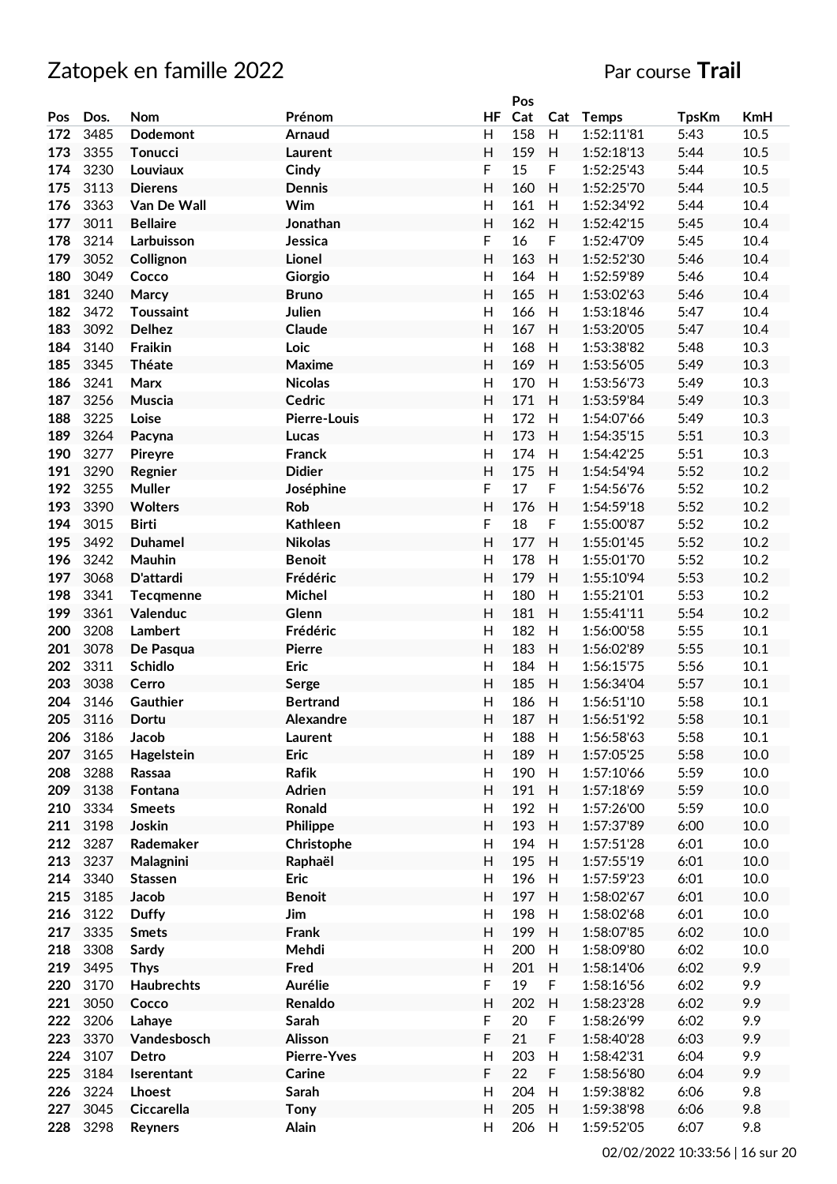# Zatopek en famille 2022

Par course **Trail**

| Pos | Dos. | Nom | Prénom | HF | Pos Cat | Cat | Temps | TpsKm | KmH |
|---|---|---|---|---|---|---|---|---|---|
| 172 | 3485 | Dodemont | Arnaud | H | 158 | H | 1:52:11'81 | 5:43 | 10.5 |
| 173 | 3355 | Tonucci | Laurent | H | 159 | H | 1:52:18'13 | 5:44 | 10.5 |
| 174 | 3230 | Louviaux | Cindy | F | 15 | F | 1:52:25'43 | 5:44 | 10.5 |
| 175 | 3113 | Dierens | Dennis | H | 160 | H | 1:52:25'70 | 5:44 | 10.5 |
| 176 | 3363 | Van De Wall | Wim | H | 161 | H | 1:52:34'92 | 5:44 | 10.4 |
| 177 | 3011 | Bellaire | Jonathan | H | 162 | H | 1:52:42'15 | 5:45 | 10.4 |
| 178 | 3214 | Larbuisson | Jessica | F | 16 | F | 1:52:47'09 | 5:45 | 10.4 |
| 179 | 3052 | Collignon | Lionel | H | 163 | H | 1:52:52'30 | 5:46 | 10.4 |
| 180 | 3049 | Cocco | Giorgio | H | 164 | H | 1:52:59'89 | 5:46 | 10.4 |
| 181 | 3240 | Marcy | Bruno | H | 165 | H | 1:53:02'63 | 5:46 | 10.4 |
| 182 | 3472 | Toussaint | Julien | H | 166 | H | 1:53:18'46 | 5:47 | 10.4 |
| 183 | 3092 | Delhez | Claude | H | 167 | H | 1:53:20'05 | 5:47 | 10.4 |
| 184 | 3140 | Fraikin | Loic | H | 168 | H | 1:53:38'82 | 5:48 | 10.3 |
| 185 | 3345 | Théate | Maxime | H | 169 | H | 1:53:56'05 | 5:49 | 10.3 |
| 186 | 3241 | Marx | Nicolas | H | 170 | H | 1:53:56'73 | 5:49 | 10.3 |
| 187 | 3256 | Muscia | Cedric | H | 171 | H | 1:53:59'84 | 5:49 | 10.3 |
| 188 | 3225 | Loise | Pierre-Louis | H | 172 | H | 1:54:07'66 | 5:49 | 10.3 |
| 189 | 3264 | Pacyna | Lucas | H | 173 | H | 1:54:35'15 | 5:51 | 10.3 |
| 190 | 3277 | Pireyre | Franck | H | 174 | H | 1:54:42'25 | 5:51 | 10.3 |
| 191 | 3290 | Regnier | Didier | H | 175 | H | 1:54:54'94 | 5:52 | 10.2 |
| 192 | 3255 | Muller | Joséphine | F | 17 | F | 1:54:56'76 | 5:52 | 10.2 |
| 193 | 3390 | Wolters | Rob | H | 176 | H | 1:54:59'18 | 5:52 | 10.2 |
| 194 | 3015 | Birti | Kathleen | F | 18 | F | 1:55:00'87 | 5:52 | 10.2 |
| 195 | 3492 | Duhamel | Nikolas | H | 177 | H | 1:55:01'45 | 5:52 | 10.2 |
| 196 | 3242 | Mauhin | Benoit | H | 178 | H | 1:55:01'70 | 5:52 | 10.2 |
| 197 | 3068 | D'attardi | Frédéric | H | 179 | H | 1:55:10'94 | 5:53 | 10.2 |
| 198 | 3341 | Tecqmenne | Michel | H | 180 | H | 1:55:21'01 | 5:53 | 10.2 |
| 199 | 3361 | Valenduc | Glenn | H | 181 | H | 1:55:41'11 | 5:54 | 10.2 |
| 200 | 3208 | Lambert | Frédéric | H | 182 | H | 1:56:00'58 | 5:55 | 10.1 |
| 201 | 3078 | De Pasqua | Pierre | H | 183 | H | 1:56:02'89 | 5:55 | 10.1 |
| 202 | 3311 | Schidlo | Eric | H | 184 | H | 1:56:15'75 | 5:56 | 10.1 |
| 203 | 3038 | Cerro | Serge | H | 185 | H | 1:56:34'04 | 5:57 | 10.1 |
| 204 | 3146 | Gauthier | Bertrand | H | 186 | H | 1:56:51'10 | 5:58 | 10.1 |
| 205 | 3116 | Dortu | Alexandre | H | 187 | H | 1:56:51'92 | 5:58 | 10.1 |
| 206 | 3186 | Jacob | Laurent | H | 188 | H | 1:56:58'63 | 5:58 | 10.1 |
| 207 | 3165 | Hagelstein | Eric | H | 189 | H | 1:57:05'25 | 5:58 | 10.0 |
| 208 | 3288 | Rassaa | Rafik | H | 190 | H | 1:57:10'66 | 5:59 | 10.0 |
| 209 | 3138 | Fontana | Adrien | H | 191 | H | 1:57:18'69 | 5:59 | 10.0 |
| 210 | 3334 | Smeets | Ronald | H | 192 | H | 1:57:26'00 | 5:59 | 10.0 |
| 211 | 3198 | Joskin | Philippe | H | 193 | H | 1:57:37'89 | 6:00 | 10.0 |
| 212 | 3287 | Rademaker | Christophe | H | 194 | H | 1:57:51'28 | 6:01 | 10.0 |
| 213 | 3237 | Malagnini | Raphaël | H | 195 | H | 1:57:55'19 | 6:01 | 10.0 |
| 214 | 3340 | Stassen | Eric | H | 196 | H | 1:57:59'23 | 6:01 | 10.0 |
| 215 | 3185 | Jacob | Benoit | H | 197 | H | 1:58:02'67 | 6:01 | 10.0 |
| 216 | 3122 | Duffy | Jim | H | 198 | H | 1:58:02'68 | 6:01 | 10.0 |
| 217 | 3335 | Smets | Frank | H | 199 | H | 1:58:07'85 | 6:02 | 10.0 |
| 218 | 3308 | Sardy | Mehdi | H | 200 | H | 1:58:09'80 | 6:02 | 10.0 |
| 219 | 3495 | Thys | Fred | H | 201 | H | 1:58:14'06 | 6:02 | 9.9 |
| 220 | 3170 | Haubrechts | Aurélie | F | 19 | F | 1:58:16'56 | 6:02 | 9.9 |
| 221 | 3050 | Cocco | Renaldo | H | 202 | H | 1:58:23'28 | 6:02 | 9.9 |
| 222 | 3206 | Lahaye | Sarah | F | 20 | F | 1:58:26'99 | 6:02 | 9.9 |
| 223 | 3370 | Vandesbosch | Alisson | F | 21 | F | 1:58:40'28 | 6:03 | 9.9 |
| 224 | 3107 | Detro | Pierre-Yves | H | 203 | H | 1:58:42'31 | 6:04 | 9.9 |
| 225 | 3184 | Iserentant | Carine | F | 22 | F | 1:58:56'80 | 6:04 | 9.9 |
| 226 | 3224 | Lhoest | Sarah | H | 204 | H | 1:59:38'82 | 6:06 | 9.8 |
| 227 | 3045 | Ciccarella | Tony | H | 205 | H | 1:59:38'98 | 6:06 | 9.8 |
| 228 | 3298 | Reyners | Alain | H | 206 | H | 1:59:52'05 | 6:07 | 9.8 |

02/02/2022 10:33:56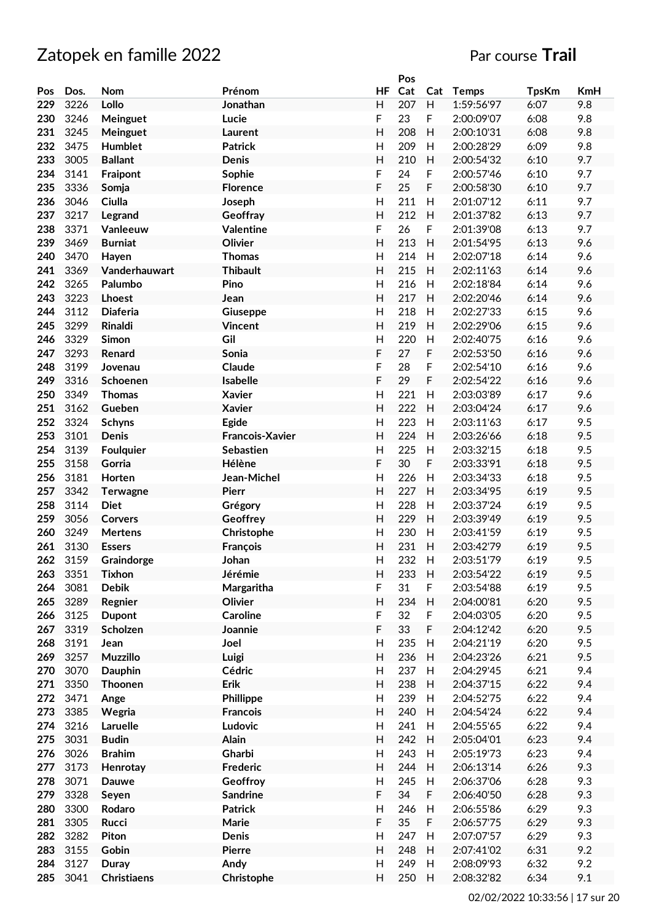# Zatopek en famille 2022

Par course **Trail**

| Pos | Dos. | Nom | Prénom | HF | Pos Cat | Cat | Temps | TpsKm | KmH |
|---|---|---|---|---|---|---|---|---|---|
| 229 | 3226 | Lollo | Jonathan | H | 207 | H | 1:59:56'97 | 6:07 | 9.8 |
| 230 | 3246 | Meinguet | Lucie | F | 23 | F | 2:00:09'07 | 6:08 | 9.8 |
| 231 | 3245 | Meinguet | Laurent | H | 208 | H | 2:00:10'31 | 6:08 | 9.8 |
| 232 | 3475 | Humblet | Patrick | H | 209 | H | 2:00:28'29 | 6:09 | 9.8 |
| 233 | 3005 | Ballant | Denis | H | 210 | H | 2:00:54'32 | 6:10 | 9.7 |
| 234 | 3141 | Fraipont | Sophie | F | 24 | F | 2:00:57'46 | 6:10 | 9.7 |
| 235 | 3336 | Somja | Florence | F | 25 | F | 2:00:58'30 | 6:10 | 9.7 |
| 236 | 3046 | Ciulla | Joseph | H | 211 | H | 2:01:07'12 | 6:11 | 9.7 |
| 237 | 3217 | Legrand | Geoffray | H | 212 | H | 2:01:37'82 | 6:13 | 9.7 |
| 238 | 3371 | Vanleeuw | Valentine | F | 26 | F | 2:01:39'08 | 6:13 | 9.7 |
| 239 | 3469 | Burniat | Olivier | H | 213 | H | 2:01:54'95 | 6:13 | 9.6 |
| 240 | 3470 | Hayen | Thomas | H | 214 | H | 2:02:07'18 | 6:14 | 9.6 |
| 241 | 3369 | Vanderhauwart | Thibault | H | 215 | H | 2:02:11'63 | 6:14 | 9.6 |
| 242 | 3265 | Palumbo | Pino | H | 216 | H | 2:02:18'84 | 6:14 | 9.6 |
| 243 | 3223 | Lhoest | Jean | H | 217 | H | 2:02:20'46 | 6:14 | 9.6 |
| 244 | 3112 | Diaferia | Giuseppe | H | 218 | H | 2:02:27'33 | 6:15 | 9.6 |
| 245 | 3299 | Rinaldi | Vincent | H | 219 | H | 2:02:29'06 | 6:15 | 9.6 |
| 246 | 3329 | Simon | Gil | H | 220 | H | 2:02:40'75 | 6:16 | 9.6 |
| 247 | 3293 | Renard | Sonia | F | 27 | F | 2:02:53'50 | 6:16 | 9.6 |
| 248 | 3199 | Jovenau | Claude | F | 28 | F | 2:02:54'10 | 6:16 | 9.6 |
| 249 | 3316 | Schoenen | Isabelle | F | 29 | F | 2:02:54'22 | 6:16 | 9.6 |
| 250 | 3349 | Thomas | Xavier | H | 221 | H | 2:03:03'89 | 6:17 | 9.6 |
| 251 | 3162 | Gueben | Xavier | H | 222 | H | 2:03:04'24 | 6:17 | 9.6 |
| 252 | 3324 | Schyns | Egide | H | 223 | H | 2:03:11'63 | 6:17 | 9.5 |
| 253 | 3101 | Denis | Francois-Xavier | H | 224 | H | 2:03:26'66 | 6:18 | 9.5 |
| 254 | 3139 | Foulquier | Sebastien | H | 225 | H | 2:03:32'15 | 6:18 | 9.5 |
| 255 | 3158 | Gorria | Hélène | F | 30 | F | 2:03:33'91 | 6:18 | 9.5 |
| 256 | 3181 | Horten | Jean-Michel | H | 226 | H | 2:03:34'33 | 6:18 | 9.5 |
| 257 | 3342 | Terwagne | Pierr | H | 227 | H | 2:03:34'95 | 6:19 | 9.5 |
| 258 | 3114 | Diet | Grégory | H | 228 | H | 2:03:37'24 | 6:19 | 9.5 |
| 259 | 3056 | Corvers | Geoffrey | H | 229 | H | 2:03:39'49 | 6:19 | 9.5 |
| 260 | 3249 | Mertens | Christophe | H | 230 | H | 2:03:41'59 | 6:19 | 9.5 |
| 261 | 3130 | Essers | François | H | 231 | H | 2:03:42'79 | 6:19 | 9.5 |
| 262 | 3159 | Graindorge | Johan | H | 232 | H | 2:03:51'79 | 6:19 | 9.5 |
| 263 | 3351 | Tixhon | Jérémie | H | 233 | H | 2:03:54'22 | 6:19 | 9.5 |
| 264 | 3081 | Debik | Margaritha | F | 31 | F | 2:03:54'88 | 6:19 | 9.5 |
| 265 | 3289 | Regnier | Olivier | H | 234 | H | 2:04:00'81 | 6:20 | 9.5 |
| 266 | 3125 | Dupont | Caroline | F | 32 | F | 2:04:03'05 | 6:20 | 9.5 |
| 267 | 3319 | Scholzen | Joannie | F | 33 | F | 2:04:12'42 | 6:20 | 9.5 |
| 268 | 3191 | Jean | Joel | H | 235 | H | 2:04:21'19 | 6:20 | 9.5 |
| 269 | 3257 | Muzzillo | Luigi | H | 236 | H | 2:04:23'26 | 6:21 | 9.5 |
| 270 | 3070 | Dauphin | Cédric | H | 237 | H | 2:04:29'45 | 6:21 | 9.4 |
| 271 | 3350 | Thoonen | Erik | H | 238 | H | 2:04:37'15 | 6:22 | 9.4 |
| 272 | 3471 | Ange | Phillippe | H | 239 | H | 2:04:52'75 | 6:22 | 9.4 |
| 273 | 3385 | Wegria | Francois | H | 240 | H | 2:04:54'24 | 6:22 | 9.4 |
| 274 | 3216 | Laruelle | Ludovic | H | 241 | H | 2:04:55'65 | 6:22 | 9.4 |
| 275 | 3031 | Budin | Alain | H | 242 | H | 2:05:04'01 | 6:23 | 9.4 |
| 276 | 3026 | Brahim | Gharbi | H | 243 | H | 2:05:19'73 | 6:23 | 9.4 |
| 277 | 3173 | Henrotay | Frederic | H | 244 | H | 2:06:13'14 | 6:26 | 9.3 |
| 278 | 3071 | Dauwe | Geoffroy | H | 245 | H | 2:06:37'06 | 6:28 | 9.3 |
| 279 | 3328 | Seyen | Sandrine | F | 34 | F | 2:06:40'50 | 6:28 | 9.3 |
| 280 | 3300 | Rodaro | Patrick | H | 246 | H | 2:06:55'86 | 6:29 | 9.3 |
| 281 | 3305 | Rucci | Marie | F | 35 | F | 2:06:57'75 | 6:29 | 9.3 |
| 282 | 3282 | Piton | Denis | H | 247 | H | 2:07:07'57 | 6:29 | 9.3 |
| 283 | 3155 | Gobin | Pierre | H | 248 | H | 2:07:41'02 | 6:31 | 9.2 |
| 284 | 3127 | Duray | Andy | H | 249 | H | 2:08:09'93 | 6:32 | 9.2 |
| 285 | 3041 | Christiaens | Christophe | H | 250 | H | 2:08:32'82 | 6:34 | 9.1 |

02/02/2022 10:33:56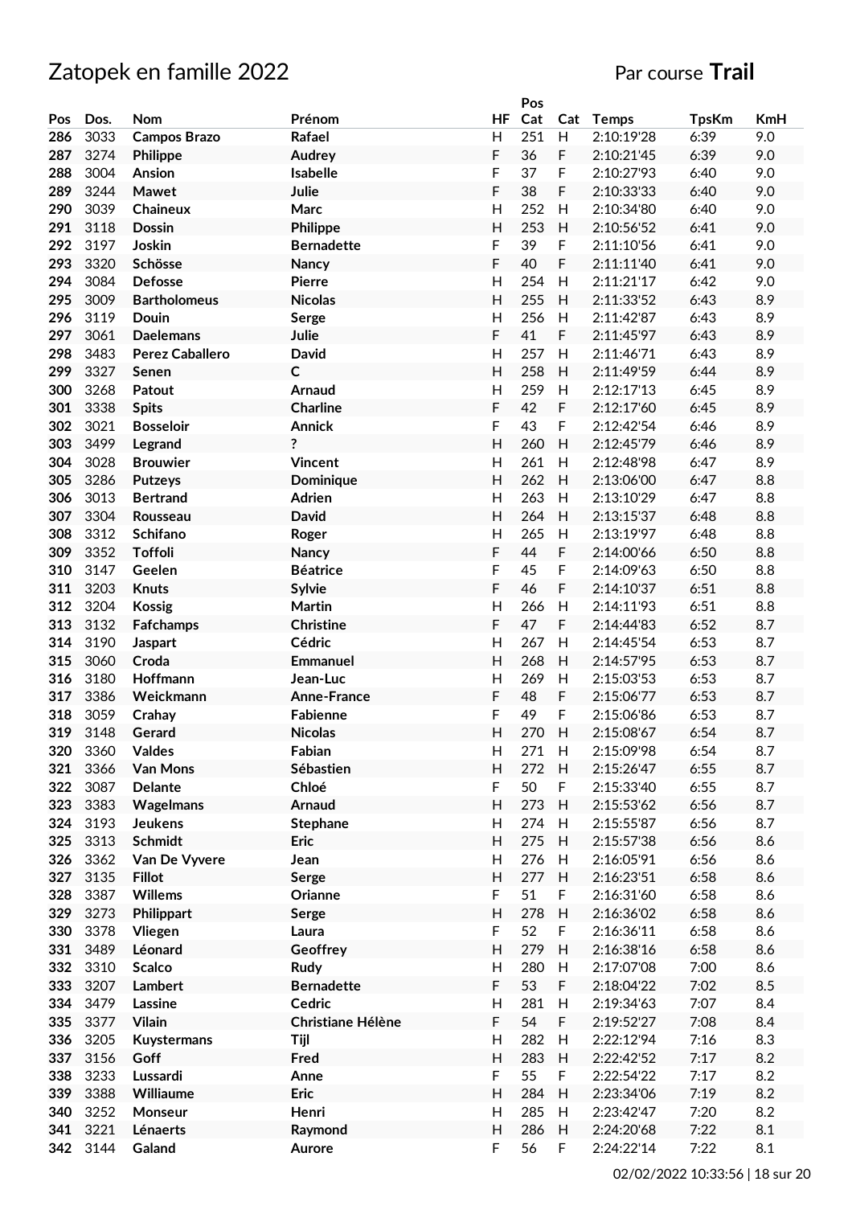# Zatopek en famille 2022

Par course **Trail**

| Pos | Dos. | Nom | Prénom | HF | Pos Cat | Cat | Temps | TpsKm | KmH |
|---|---|---|---|---|---|---|---|---|---|
| 286 | 3033 | Campos Brazo | Rafael | H | 251 | H | 2:10:19'28 | 6:39 | 9.0 |
| 287 | 3274 | Philippe | Audrey | F | 36 | F | 2:10:21'45 | 6:39 | 9.0 |
| 288 | 3004 | Ansion | Isabelle | F | 37 | F | 2:10:27'93 | 6:40 | 9.0 |
| 289 | 3244 | Mawet | Julie | F | 38 | F | 2:10:33'33 | 6:40 | 9.0 |
| 290 | 3039 | Chaineux | Marc | H | 252 | H | 2:10:34'80 | 6:40 | 9.0 |
| 291 | 3118 | Dossin | Philippe | H | 253 | H | 2:10:56'52 | 6:41 | 9.0 |
| 292 | 3197 | Joskin | Bernadette | F | 39 | F | 2:11:10'56 | 6:41 | 9.0 |
| 293 | 3320 | Schösse | Nancy | F | 40 | F | 2:11:11'40 | 6:41 | 9.0 |
| 294 | 3084 | Defosse | Pierre | H | 254 | H | 2:11:21'17 | 6:42 | 9.0 |
| 295 | 3009 | Bartholomeus | Nicolas | H | 255 | H | 2:11:33'52 | 6:43 | 8.9 |
| 296 | 3119 | Douin | Serge | H | 256 | H | 2:11:42'87 | 6:43 | 8.9 |
| 297 | 3061 | Daelemans | Julie | F | 41 | F | 2:11:45'97 | 6:43 | 8.9 |
| 298 | 3483 | Perez Caballero | David | H | 257 | H | 2:11:46'71 | 6:43 | 8.9 |
| 299 | 3327 | Senen | C | H | 258 | H | 2:11:49'59 | 6:44 | 8.9 |
| 300 | 3268 | Patout | Arnaud | H | 259 | H | 2:12:17'13 | 6:45 | 8.9 |
| 301 | 3338 | Spits | Charline | F | 42 | F | 2:12:17'60 | 6:45 | 8.9 |
| 302 | 3021 | Bosseloir | Annick | F | 43 | F | 2:12:42'54 | 6:46 | 8.9 |
| 303 | 3499 | Legrand | ? | H | 260 | H | 2:12:45'79 | 6:46 | 8.9 |
| 304 | 3028 | Brouwier | Vincent | H | 261 | H | 2:12:48'98 | 6:47 | 8.9 |
| 305 | 3286 | Putzeys | Dominique | H | 262 | H | 2:13:06'00 | 6:47 | 8.8 |
| 306 | 3013 | Bertrand | Adrien | H | 263 | H | 2:13:10'29 | 6:47 | 8.8 |
| 307 | 3304 | Rousseau | David | H | 264 | H | 2:13:15'37 | 6:48 | 8.8 |
| 308 | 3312 | Schifano | Roger | H | 265 | H | 2:13:19'97 | 6:48 | 8.8 |
| 309 | 3352 | Toffoli | Nancy | F | 44 | F | 2:14:00'66 | 6:50 | 8.8 |
| 310 | 3147 | Geelen | Béatrice | F | 45 | F | 2:14:09'63 | 6:50 | 8.8 |
| 311 | 3203 | Knuts | Sylvie | F | 46 | F | 2:14:10'37 | 6:51 | 8.8 |
| 312 | 3204 | Kossig | Martin | H | 266 | H | 2:14:11'93 | 6:51 | 8.8 |
| 313 | 3132 | Fafchamps | Christine | F | 47 | F | 2:14:44'83 | 6:52 | 8.7 |
| 314 | 3190 | Jaspart | Cédric | H | 267 | H | 2:14:45'54 | 6:53 | 8.7 |
| 315 | 3060 | Croda | Emmanuel | H | 268 | H | 2:14:57'95 | 6:53 | 8.7 |
| 316 | 3180 | Hoffmann | Jean-Luc | H | 269 | H | 2:15:03'53 | 6:53 | 8.7 |
| 317 | 3386 | Weickmann | Anne-France | F | 48 | F | 2:15:06'77 | 6:53 | 8.7 |
| 318 | 3059 | Crahay | Fabienne | F | 49 | F | 2:15:06'86 | 6:53 | 8.7 |
| 319 | 3148 | Gerard | Nicolas | H | 270 | H | 2:15:08'67 | 6:54 | 8.7 |
| 320 | 3360 | Valdes | Fabian | H | 271 | H | 2:15:09'98 | 6:54 | 8.7 |
| 321 | 3366 | Van Mons | Sébastien | H | 272 | H | 2:15:26'47 | 6:55 | 8.7 |
| 322 | 3087 | Delante | Chloé | F | 50 | F | 2:15:33'40 | 6:55 | 8.7 |
| 323 | 3383 | Wagelmans | Arnaud | H | 273 | H | 2:15:53'62 | 6:56 | 8.7 |
| 324 | 3193 | Jeukens | Stephane | H | 274 | H | 2:15:55'87 | 6:56 | 8.7 |
| 325 | 3313 | Schmidt | Eric | H | 275 | H | 2:15:57'38 | 6:56 | 8.6 |
| 326 | 3362 | Van De Vyvere | Jean | H | 276 | H | 2:16:05'91 | 6:56 | 8.6 |
| 327 | 3135 | Fillot | Serge | H | 277 | H | 2:16:23'51 | 6:58 | 8.6 |
| 328 | 3387 | Willems | Orianne | F | 51 | F | 2:16:31'60 | 6:58 | 8.6 |
| 329 | 3273 | Philippart | Serge | H | 278 | H | 2:16:36'02 | 6:58 | 8.6 |
| 330 | 3378 | Vliegen | Laura | F | 52 | F | 2:16:36'11 | 6:58 | 8.6 |
| 331 | 3489 | Léonard | Geoffrey | H | 279 | H | 2:16:38'16 | 6:58 | 8.6 |
| 332 | 3310 | Scalco | Rudy | H | 280 | H | 2:17:07'08 | 7:00 | 8.6 |
| 333 | 3207 | Lambert | Bernadette | F | 53 | F | 2:18:04'22 | 7:02 | 8.5 |
| 334 | 3479 | Lassine | Cedric | H | 281 | H | 2:19:34'63 | 7:07 | 8.4 |
| 335 | 3377 | Vilain | Christiane Hélène | F | 54 | F | 2:19:52'27 | 7:08 | 8.4 |
| 336 | 3205 | Kuystermans | Tijl | H | 282 | H | 2:22:12'94 | 7:16 | 8.3 |
| 337 | 3156 | Goff | Fred | H | 283 | H | 2:22:42'52 | 7:17 | 8.2 |
| 338 | 3233 | Lussardi | Anne | F | 55 | F | 2:22:54'22 | 7:17 | 8.2 |
| 339 | 3388 | Williaume | Eric | H | 284 | H | 2:23:34'06 | 7:19 | 8.2 |
| 340 | 3252 | Monseur | Henri | H | 285 | H | 2:23:42'47 | 7:20 | 8.2 |
| 341 | 3221 | Lénaerts | Raymond | H | 286 | H | 2:24:20'68 | 7:22 | 8.1 |
| 342 | 3144 | Galand | Aurore | F | 56 | F | 2:24:22'14 | 7:22 | 8.1 |

02/02/2022 10:33:56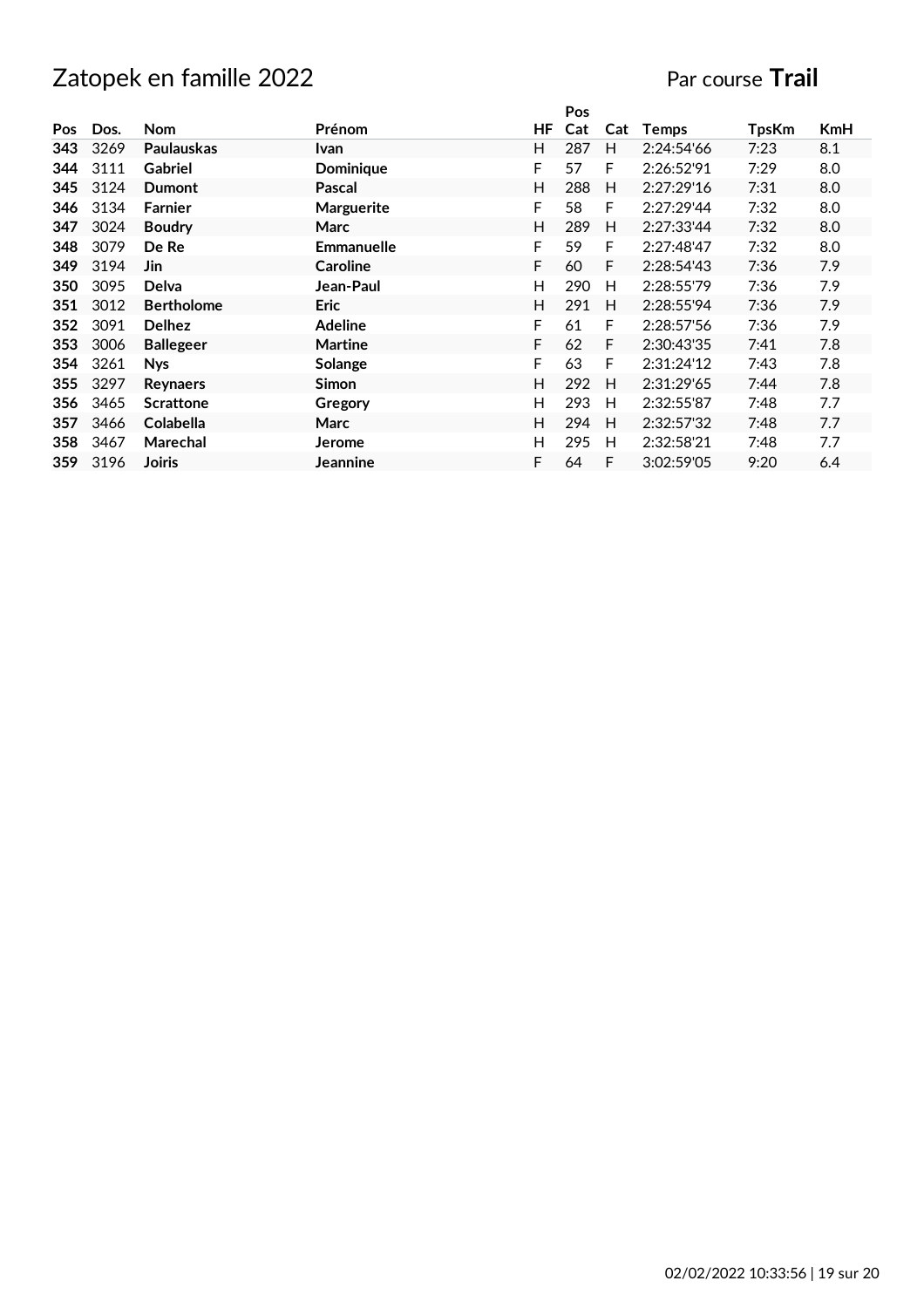Zatopek en famille 2022

Par course **Trail**

| Pos | Dos. | Nom | Prénom | HF | Pos Cat | Cat | Temps | TpsKm | KmH |
|---|---|---|---|---|---|---|---|---|---|
| **343** | 3269 | **Paulauskas** | **Ivan** | H | 287 | H | 2:24:54'66 | 7:23 | 8.1 |
| **344** | 3111 | **Gabriel** | **Dominique** | F | 57 | F | 2:26:52'91 | 7:29 | 8.0 |
| **345** | 3124 | **Dumont** | **Pascal** | H | 288 | H | 2:27:29'16 | 7:31 | 8.0 |
| **346** | 3134 | **Farnier** | **Marguerite** | F | 58 | F | 2:27:29'44 | 7:32 | 8.0 |
| **347** | 3024 | **Boudry** | **Marc** | H | 289 | H | 2:27:33'44 | 7:32 | 8.0 |
| **348** | 3079 | **De Re** | **Emmanuelle** | F | 59 | F | 2:27:48'47 | 7:32 | 8.0 |
| **349** | 3194 | **Jin** | **Caroline** | F | 60 | F | 2:28:54'43 | 7:36 | 7.9 |
| **350** | 3095 | **Delva** | **Jean-Paul** | H | 290 | H | 2:28:55'79 | 7:36 | 7.9 |
| **351** | 3012 | **Bertholome** | **Eric** | H | 291 | H | 2:28:55'94 | 7:36 | 7.9 |
| **352** | 3091 | **Delhez** | **Adeline** | F | 61 | F | 2:28:57'56 | 7:36 | 7.9 |
| **353** | 3006 | **Ballegeer** | **Martine** | F | 62 | F | 2:30:43'35 | 7:41 | 7.8 |
| **354** | 3261 | **Nys** | **Solange** | F | 63 | F | 2:31:24'12 | 7:43 | 7.8 |
| **355** | 3297 | **Reynaers** | **Simon** | H | 292 | H | 2:31:29'65 | 7:44 | 7.8 |
| **356** | 3465 | **Scrattone** | **Gregory** | H | 293 | H | 2:32:55'87 | 7:48 | 7.7 |
| **357** | 3466 | **Colabella** | **Marc** | H | 294 | H | 2:32:57'32 | 7:48 | 7.7 |
| **358** | 3467 | **Marechal** | **Jerome** | H | 295 | H | 2:32:58'21 | 7:48 | 7.7 |
| **359** | 3196 | **Joiris** | **Jeannine** | F | 64 | F | 3:02:59'05 | 9:20 | 6.4 |

02/02/2022 10:33:56